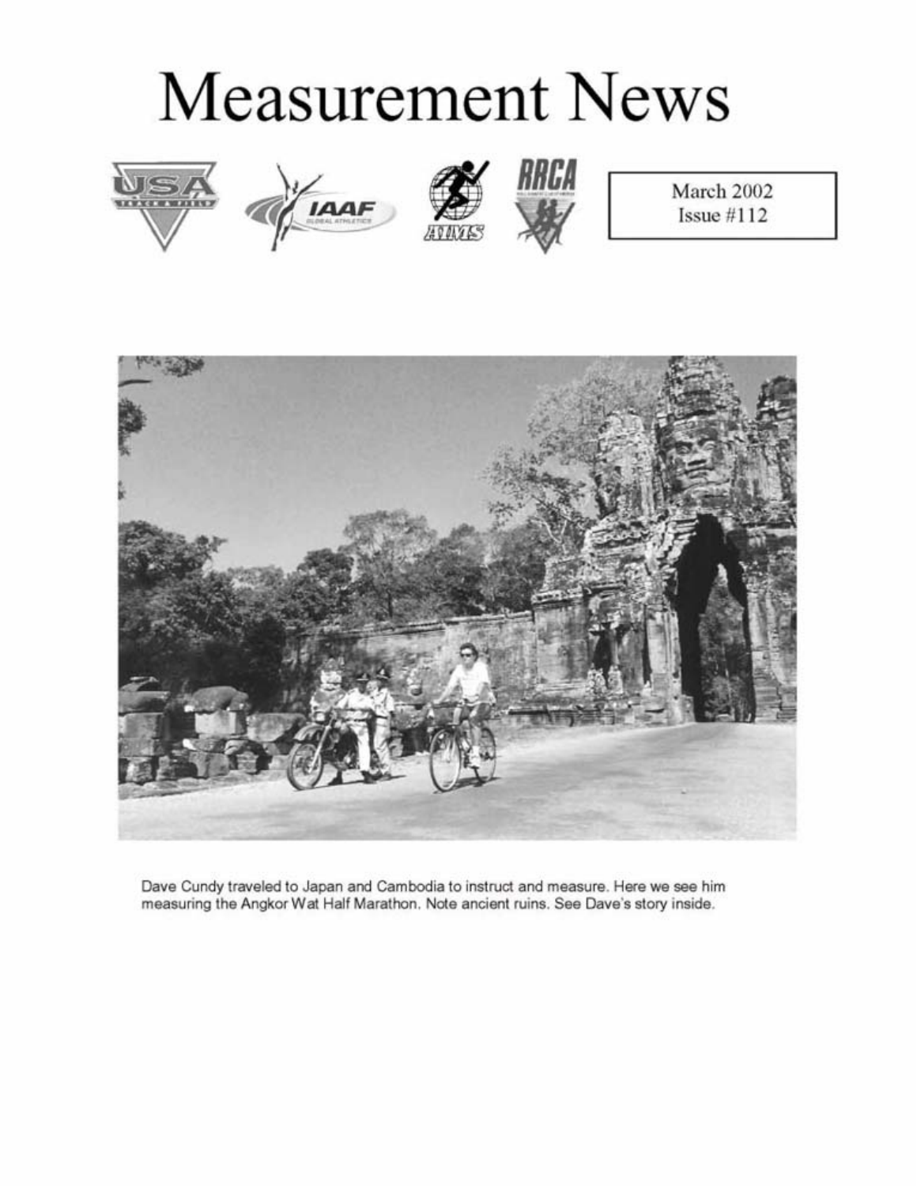# Measurement News

March 2002
Issue #112

Dave Cundy traveled to Japan and Cambodia to instruct and measure. Here we see him measuring the Angkor Wat Half Marathon. Note ancient ruins. See Dave's story inside.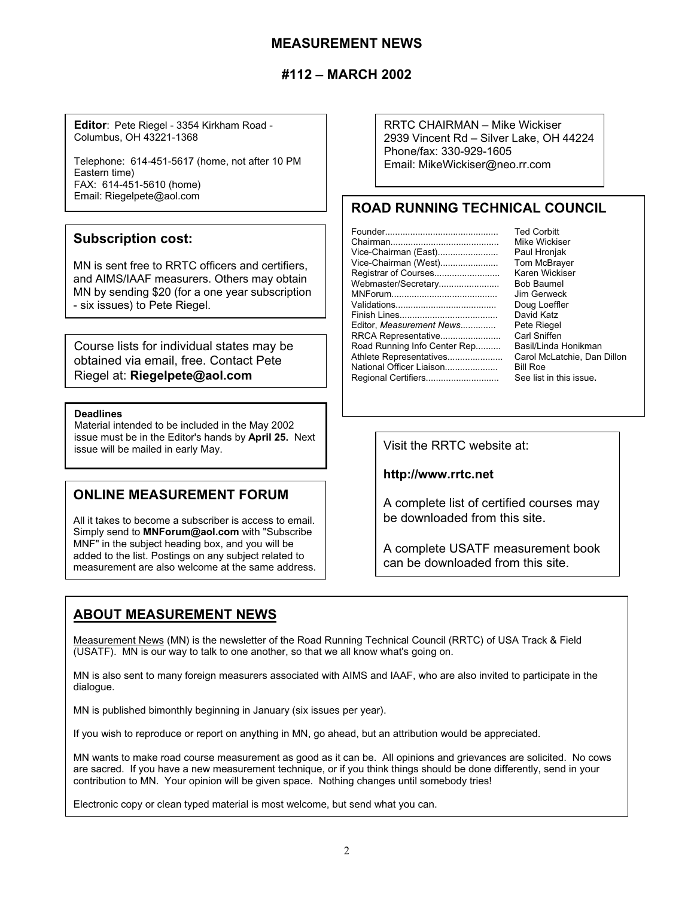# MEASUREMENT NEWS

## #112 – MARCH 2002

**Editor**: Pete Riegel - 3354 Kirkham Road - Columbus, OH 43221-1368

Telephone: 614-451-5617 (home, not after 10 PM Eastern time)
FAX: 614-451-5610 (home)
Email: Riegelpete@aol.com

RRTC CHAIRMAN – Mike Wickiser
2939 Vincent Rd – Silver Lake, OH 44224
Phone/fax: 330-929-1605
Email: MikeWickiser@neo.rr.com

### Subscription cost:

MN is sent free to RRTC officers and certifiers, and AIMS/IAAF measurers. Others may obtain MN by sending $20 (for a one year subscription - six issues) to Pete Riegel.

Course lists for individual states may be obtained via email, free. Contact Pete Riegel at: **Riegelpete@aol.com**

### ROAD RUNNING TECHNICAL COUNCIL

| Position | Name |
|---|---|
| Founder | Ted Corbitt |
| Chairman | Mike Wickiser |
| Vice-Chairman (East) | Paul Hronjak |
| Vice-Chairman (West) | Tom McBrayer |
| Registrar of Courses | Karen Wickiser |
| Webmaster/Secretary | Bob Baumel |
| MNForum | Jim Gerweck |
| Validations | Doug Loeffler |
| Finish Lines | David Katz |
| Editor, *Measurement News* | Pete Riegel |
| RRCA Representative | Carl Sniffen |
| Road Running Info Center Rep | Basil/Linda Honikman |
| Athlete Representatives | Carol McLatchie, Dan Dillon |
| National Officer Liaison | Bill Roe |
| Regional Certifiers | See list in this issue**.** |

**Deadlines**
Material intended to be included in the May 2002 issue must be in the Editor's hands by **April 25.** Next issue will be mailed in early May.

Visit the RRTC website at:

**http://www.rrtc.net**

A complete list of certified courses may be downloaded from this site.

A complete USATF measurement book can be downloaded from this site.

### ONLINE MEASUREMENT FORUM

All it takes to become a subscriber is access to email. Simply send to **MNForum@aol.com** with "Subscribe MNF" in the subject heading box, and you will be added to the list. Postings on any subject related to measurement are also welcome at the same address.

## ABOUT MEASUREMENT NEWS

Measurement News (MN) is the newsletter of the Road Running Technical Council (RRTC) of USA Track & Field (USATF). MN is our way to talk to one another, so that we all know what's going on.

MN is also sent to many foreign measurers associated with AIMS and IAAF, who are also invited to participate in the dialogue.

MN is published bimonthly beginning in January (six issues per year).

If you wish to reproduce or report on anything in MN, go ahead, but an attribution would be appreciated.

MN wants to make road course measurement as good as it can be. All opinions and grievances are solicited. No cows are sacred. If you have a new measurement technique, or if you think things should be done differently, send in your contribution to MN. Your opinion will be given space. Nothing changes until somebody tries!

Electronic copy or clean typed material is most welcome, but send what you can.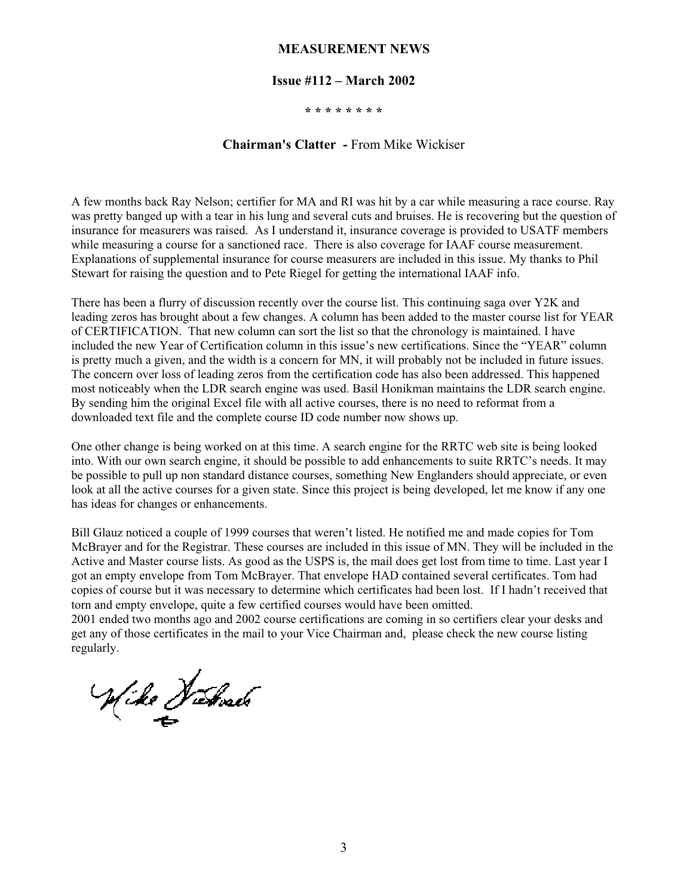# MEASUREMENT NEWS

## Issue #112 – March 2002

\* \* \* \* \* \* \* \*

### Chairman's Clatter - From Mike Wickiser

A few months back Ray Nelson; certifier for MA and RI was hit by a car while measuring a race course. Ray was pretty banged up with a tear in his lung and several cuts and bruises. He is recovering but the question of insurance for measurers was raised. As I understand it, insurance coverage is provided to USATF members while measuring a course for a sanctioned race. There is also coverage for IAAF course measurement. Explanations of supplemental insurance for course measurers are included in this issue. My thanks to Phil Stewart for raising the question and to Pete Riegel for getting the international IAAF info.

There has been a flurry of discussion recently over the course list. This continuing saga over Y2K and leading zeros has brought about a few changes. A column has been added to the master course list for YEAR of CERTIFICATION. That new column can sort the list so that the chronology is maintained. I have included the new Year of Certification column in this issue's new certifications. Since the "YEAR" column is pretty much a given, and the width is a concern for MN, it will probably not be included in future issues. The concern over loss of leading zeros from the certification code has also been addressed. This happened most noticeably when the LDR search engine was used. Basil Honikman maintains the LDR search engine. By sending him the original Excel file with all active courses, there is no need to reformat from a downloaded text file and the complete course ID code number now shows up.

One other change is being worked on at this time. A search engine for the RRTC web site is being looked into. With our own search engine, it should be possible to add enhancements to suite RRTC's needs. It may be possible to pull up non standard distance courses, something New Englanders should appreciate, or even look at all the active courses for a given state. Since this project is being developed, let me know if any one has ideas for changes or enhancements.

Bill Glauz noticed a couple of 1999 courses that weren't listed. He notified me and made copies for Tom McBrayer and for the Registrar. These courses are included in this issue of MN. They will be included in the Active and Master course lists. As good as the USPS is, the mail does get lost from time to time. Last year I got an empty envelope from Tom McBrayer. That envelope HAD contained several certificates. Tom had copies of course but it was necessary to determine which certificates had been lost. If I hadn't received that torn and empty envelope, quite a few certified courses would have been omitted.
2001 ended two months ago and 2002 course certifications are coming in so certifiers clear your desks and get any of those certificates in the mail to your Vice Chairman and, please check the new course listing regularly.

Mike Wickiser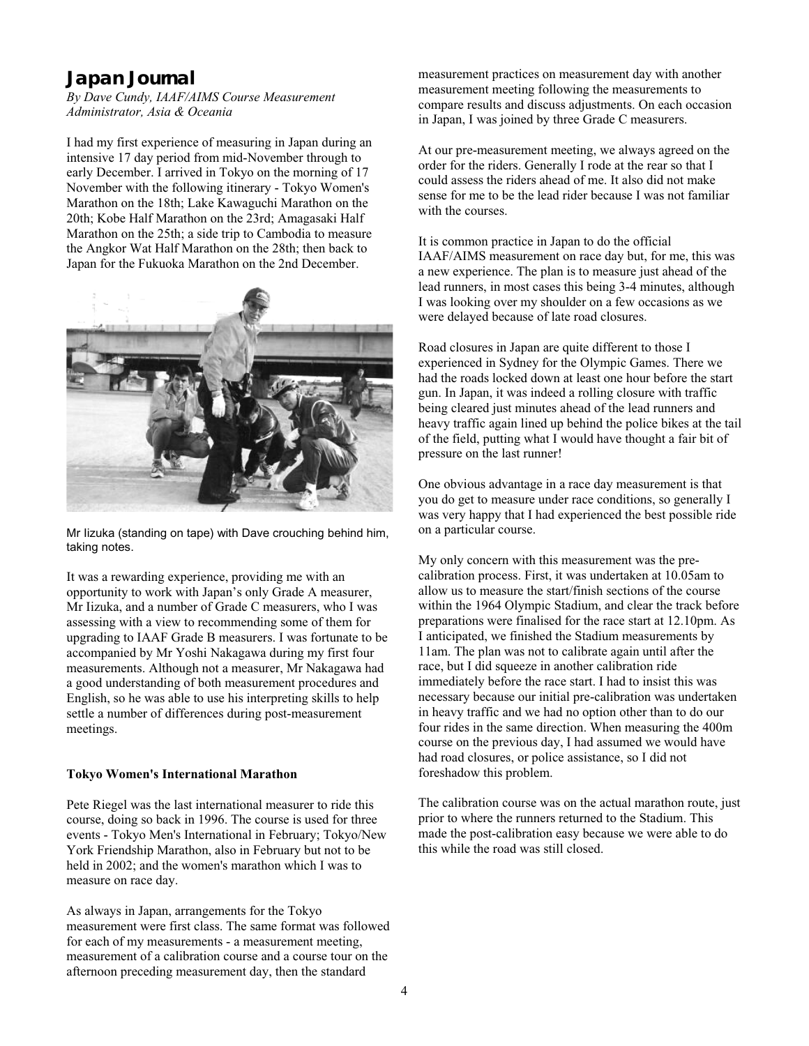# Japan Journal

*By Dave Cundy, IAAF/AIMS Course Measurement Administrator, Asia & Oceania*

I had my first experience of measuring in Japan during an intensive 17 day period from mid-November through to early December. I arrived in Tokyo on the morning of 17 November with the following itinerary - Tokyo Women's Marathon on the 18th; Lake Kawaguchi Marathon on the 20th; Kobe Half Marathon on the 23rd; Amagasaki Half Marathon on the 25th; a side trip to Cambodia to measure the Angkor Wat Half Marathon on the 28th; then back to Japan for the Fukuoka Marathon on the 2nd December.

Mr Iizuka (standing on tape) with Dave crouching behind him, taking notes.

It was a rewarding experience, providing me with an opportunity to work with Japan's only Grade A measurer, Mr Iizuka, and a number of Grade C measurers, who I was assessing with a view to recommending some of them for upgrading to IAAF Grade B measurers. I was fortunate to be accompanied by Mr Yoshi Nakagawa during my first four measurements. Although not a measurer, Mr Nakagawa had a good understanding of both measurement procedures and English, so he was able to use his interpreting skills to help settle a number of differences during post-measurement meetings.

**Tokyo Women's International Marathon**

Pete Riegel was the last international measurer to ride this course, doing so back in 1996. The course is used for three events - Tokyo Men's International in February; Tokyo/New York Friendship Marathon, also in February but not to be held in 2002; and the women's marathon which I was to measure on race day.

As always in Japan, arrangements for the Tokyo measurement were first class. The same format was followed for each of my measurements - a measurement meeting, measurement of a calibration course and a course tour on the afternoon preceding measurement day, then the standard measurement practices on measurement day with another measurement meeting following the measurements to compare results and discuss adjustments. On each occasion in Japan, I was joined by three Grade C measurers.

At our pre-measurement meeting, we always agreed on the order for the riders. Generally I rode at the rear so that I could assess the riders ahead of me. It also did not make sense for me to be the lead rider because I was not familiar with the courses.

It is common practice in Japan to do the official IAAF/AIMS measurement on race day but, for me, this was a new experience. The plan is to measure just ahead of the lead runners, in most cases this being 3-4 minutes, although I was looking over my shoulder on a few occasions as we were delayed because of late road closures.

Road closures in Japan are quite different to those I experienced in Sydney for the Olympic Games. There we had the roads locked down at least one hour before the start gun. In Japan, it was indeed a rolling closure with traffic being cleared just minutes ahead of the lead runners and heavy traffic again lined up behind the police bikes at the tail of the field, putting what I would have thought a fair bit of pressure on the last runner!

One obvious advantage in a race day measurement is that you do get to measure under race conditions, so generally I was very happy that I had experienced the best possible ride on a particular course.

My only concern with this measurement was the pre-calibration process. First, it was undertaken at 10.05am to allow us to measure the start/finish sections of the course within the 1964 Olympic Stadium, and clear the track before preparations were finalised for the race start at 12.10pm. As I anticipated, we finished the Stadium measurements by 11am. The plan was not to calibrate again until after the race, but I did squeeze in another calibration ride immediately before the race start. I had to insist this was necessary because our initial pre-calibration was undertaken in heavy traffic and we had no option other than to do our four rides in the same direction. When measuring the 400m course on the previous day, I had assumed we would have had road closures, or police assistance, so I did not foreshadow this problem.

The calibration course was on the actual marathon route, just prior to where the runners returned to the Stadium. This made the post-calibration easy because we were able to do this while the road was still closed.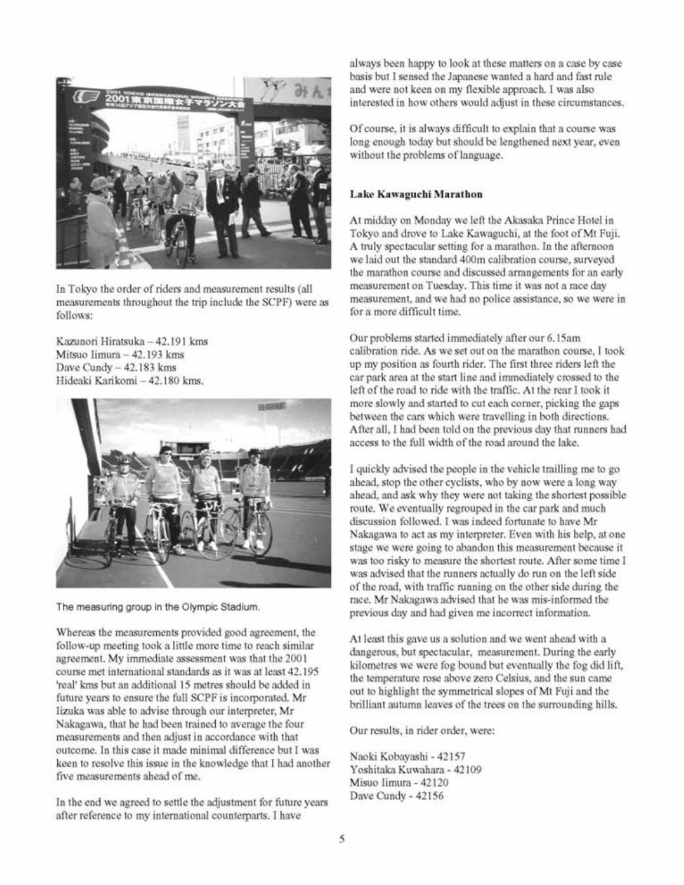In Tokyo the order of riders and measurement results (all measurements throughout the trip include the SCPF) were as follows:

Kazunori Hiratsuka – 42.191 kms
Mitsuo Iimura – 42.193 kms
Dave Cundy – 42.183 kms
Hideaki Karikomi – 42.180 kms.

The measuring group in the Olympic Stadium.

Whereas the measurements provided good agreement, the follow-up meeting took a little more time to reach similar agreement. My immediate assessment was that the 2001 course met international standards as it was at least 42.195 'real' kms but an additional 15 metres should be added in future years to ensure the full SCPF is incorporated. Mr Iizuka was able to advise through our interpreter, Mr Nakagawa, that he had been trained to average the four measurements and then adjust in accordance with that outcome. In this case it made minimal difference but I was keen to resolve this issue in the knowledge that I had another five measurements ahead of me.

In the end we agreed to settle the adjustment for future years after reference to my international counterparts. I have always been happy to look at these matters on a case by case basis but I sensed the Japanese wanted a hard and fast rule and were not keen on my flexible approach. I was also interested in how others would adjust in these circumstances.

Of course, it is always difficult to explain that a course was long enough today but should be lengthened next year, even without the problems of language.

**Lake Kawaguchi Marathon**

At midday on Monday we left the Akasaka Prince Hotel in Tokyo and drove to Lake Kawaguchi, at the foot of Mt Fuji. A truly spectacular setting for a marathon. In the afternoon we laid out the standard 400m calibration course, surveyed the marathon course and discussed arrangements for an early measurement on Tuesday. This time it was not a race day measurement, and we had no police assistance, so we were in for a more difficult time.

Our problems started immediately after our 6.15am calibration ride. As we set out on the marathon course, I took up my position as fourth rider. The first three riders left the car park area at the start line and immediately crossed to the left of the road to ride with the traffic. At the rear I took it more slowly and started to cut each corner, picking the gaps between the cars which were travelling in both directions. After all, I had been told on the previous day that runners had access to the full width of the road around the lake.

I quickly advised the people in the vehicle trailling me to go ahead, stop the other cyclists, who by now were a long way ahead, and ask why they were not taking the shortest possible route. We eventually regrouped in the car park and much discussion followed. I was indeed fortunate to have Mr Nakagawa to act as my interpreter. Even with his help, at one stage we were going to abandon this measurement because it was too risky to measure the shortest route. After some time I was advised that the runners actually do run on the left side of the road, with traffic running on the other side during the race. Mr Nakagawa advised that he was mis-informed the previous day and had given me incorrect information.

At least this gave us a solution and we went ahead with a dangerous, but spectacular, measurement. During the early kilometres we were fog bound but eventually the fog did lift, the temperature rose above zero Celsius, and the sun came out to highlight the symmetrical slopes of Mt Fuji and the brilliant autumn leaves of the trees on the surrounding hills.

Our results, in rider order, were:

Naoki Kobayashi - 42157
Yoshitaka Kuwahara - 42109
Misuo Iimura - 42120
Dave Cundy - 42156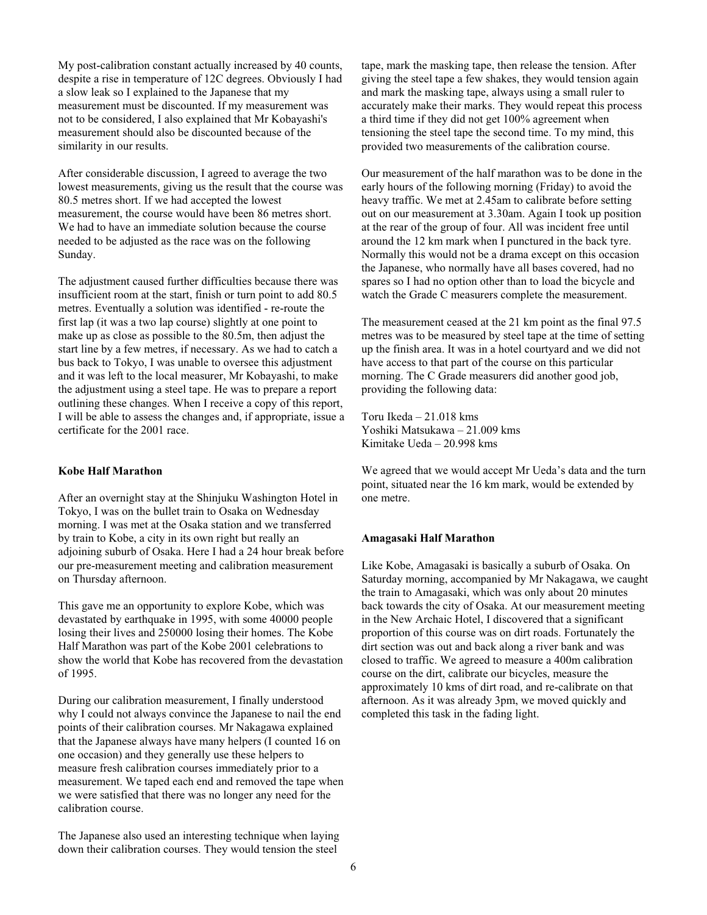My post-calibration constant actually increased by 40 counts, despite a rise in temperature of 12C degrees. Obviously I had a slow leak so I explained to the Japanese that my measurement must be discounted. If my measurement was not to be considered, I also explained that Mr Kobayashi's measurement should also be discounted because of the similarity in our results.

After considerable discussion, I agreed to average the two lowest measurements, giving us the result that the course was 80.5 metres short. If we had accepted the lowest measurement, the course would have been 86 metres short. We had to have an immediate solution because the course needed to be adjusted as the race was on the following Sunday.

The adjustment caused further difficulties because there was insufficient room at the start, finish or turn point to add 80.5 metres. Eventually a solution was identified - re-route the first lap (it was a two lap course) slightly at one point to make up as close as possible to the 80.5m, then adjust the start line by a few metres, if necessary. As we had to catch a bus back to Tokyo, I was unable to oversee this adjustment and it was left to the local measurer, Mr Kobayashi, to make the adjustment using a steel tape. He was to prepare a report outlining these changes. When I receive a copy of this report, I will be able to assess the changes and, if appropriate, issue a certificate for the 2001 race.

**Kobe Half Marathon**

After an overnight stay at the Shinjuku Washington Hotel in Tokyo, I was on the bullet train to Osaka on Wednesday morning. I was met at the Osaka station and we transferred by train to Kobe, a city in its own right but really an adjoining suburb of Osaka. Here I had a 24 hour break before our pre-measurement meeting and calibration measurement on Thursday afternoon.

This gave me an opportunity to explore Kobe, which was devastated by earthquake in 1995, with some 40000 people losing their lives and 250000 losing their homes. The Kobe Half Marathon was part of the Kobe 2001 celebrations to show the world that Kobe has recovered from the devastation of 1995.

During our calibration measurement, I finally understood why I could not always convince the Japanese to nail the end points of their calibration courses. Mr Nakagawa explained that the Japanese always have many helpers (I counted 16 on one occasion) and they generally use these helpers to measure fresh calibration courses immediately prior to a measurement. We taped each end and removed the tape when we were satisfied that there was no longer any need for the calibration course.

The Japanese also used an interesting technique when laying down their calibration courses. They would tension the steel tape, mark the masking tape, then release the tension. After giving the steel tape a few shakes, they would tension again and mark the masking tape, always using a small ruler to accurately make their marks. They would repeat this process a third time if they did not get 100% agreement when tensioning the steel tape the second time. To my mind, this provided two measurements of the calibration course.

Our measurement of the half marathon was to be done in the early hours of the following morning (Friday) to avoid the heavy traffic. We met at 2.45am to calibrate before setting out on our measurement at 3.30am. Again I took up position at the rear of the group of four. All was incident free until around the 12 km mark when I punctured in the back tyre. Normally this would not be a drama except on this occasion the Japanese, who normally have all bases covered, had no spares so I had no option other than to load the bicycle and watch the Grade C measurers complete the measurement.

The measurement ceased at the 21 km point as the final 97.5 metres was to be measured by steel tape at the time of setting up the finish area. It was in a hotel courtyard and we did not have access to that part of the course on this particular morning. The C Grade measurers did another good job, providing the following data:

Toru Ikeda – 21.018 kms
Yoshiki Matsukawa – 21.009 kms
Kimitake Ueda – 20.998 kms

We agreed that we would accept Mr Ueda's data and the turn point, situated near the 16 km mark, would be extended by one metre.

**Amagasaki Half Marathon**

Like Kobe, Amagasaki is basically a suburb of Osaka. On Saturday morning, accompanied by Mr Nakagawa, we caught the train to Amagasaki, which was only about 20 minutes back towards the city of Osaka. At our measurement meeting in the New Archaic Hotel, I discovered that a significant proportion of this course was on dirt roads. Fortunately the dirt section was out and back along a river bank and was closed to traffic. We agreed to measure a 400m calibration course on the dirt, calibrate our bicycles, measure the approximately 10 kms of dirt road, and re-calibrate on that afternoon. As it was already 3pm, we moved quickly and completed this task in the fading light.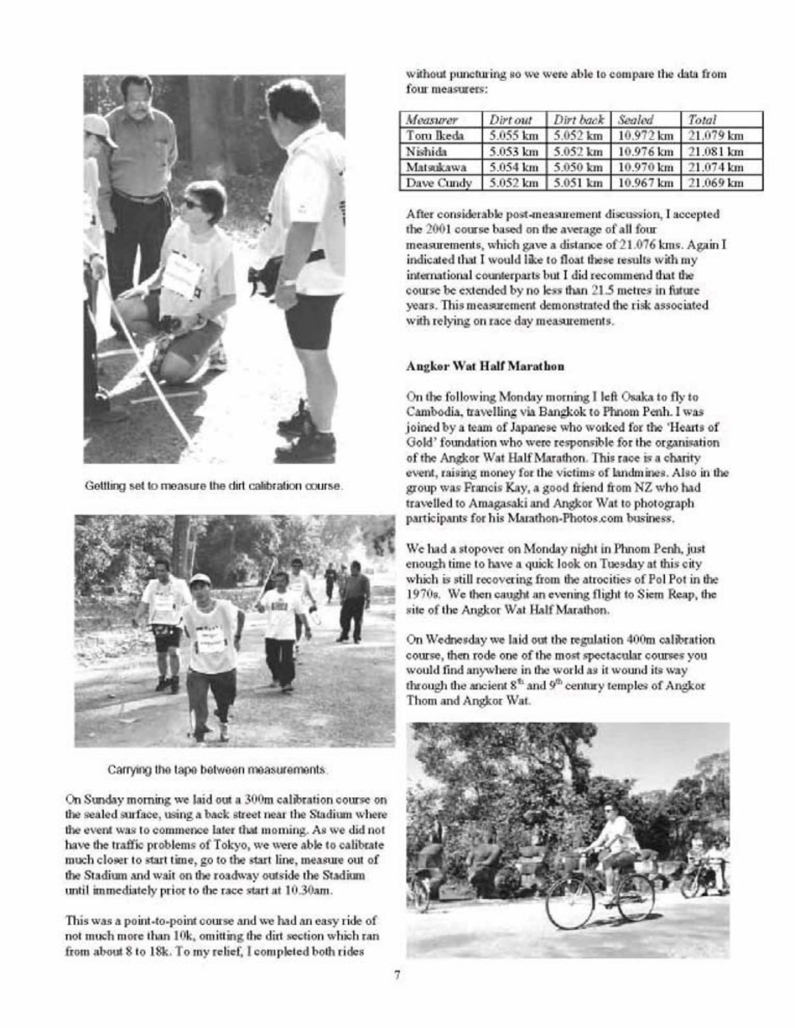Getting set to measure the dirt calibration course.

Carrying the tape between measurements.

On Sunday morning we laid out a 300m calibration course on the sealed surface, using a back street near the Stadium where the event was to commence later that morning. As we did not have the traffic problems of Tokyo, we were able to calibrate much closer to start time, go to the start line, measure out of the Stadium and wait on the roadway outside the Stadium until immediately prior to the race start at 10.30am.

This was a point-to-point course and we had an easy ride of not much more than 10k, omitting the dirt section which ran from about 8 to 18k. To my relief, I completed both rides without puncturing so we were able to compare the data from four measurers:

| *Measurer* | *Dirt out* | *Dirt back* | *Sealed* | *Total* |
|---|---|---|---|---|
| Toru Ikeda | 5.055 km | 5.052 km | 10.972 km | 21.079 km |
| Nishida | 5.053 km | 5.052 km | 10.976 km | 21.081 km |
| Matsukawa | 5.054 km | 5.050 km | 10.970 km | 21.074 km |
| Dave Cundy | 5.052 km | 5.051 km | 10.967 km | 21.069 km |

After considerable post-measurement discussion, I accepted the 2001 course based on the average of all four measurements, which gave a distance of 21.076 kms. Again I indicated that I would like to float these results with my international counterparts but I did recommend that the course be extended by no less than 21.5 metres in future years. This measurement demonstrated the risk associated with relying on race day measurements.

**Angkor Wat Half Marathon**

On the following Monday morning I left Osaka to fly to Cambodia, travelling via Bangkok to Phnom Penh. I was joined by a team of Japanese who worked for the 'Hearts of Gold' foundation who were responsible for the organisation of the Angkor Wat Half Marathon. This race is a charity event, raising money for the victims of landmines. Also in the group was Francis Kay, a good friend from NZ who had travelled to Amagasaki and Angkor Wat to photograph participants for his Marathon-Photos.com business.

We had a stopover on Monday night in Phnom Penh, just enough time to have a quick look on Tuesday at this city which is still recovering from the atrocities of Pol Pot in the 1970s. We then caught an evening flight to Siem Reap, the site of the Angkor Wat Half Marathon.

On Wednesday we laid out the regulation 400m calibration course, then rode one of the most spectacular courses you would find anywhere in the world as it wound its way through the ancient 8th and 9th century temples of Angkor Thom and Angkor Wat.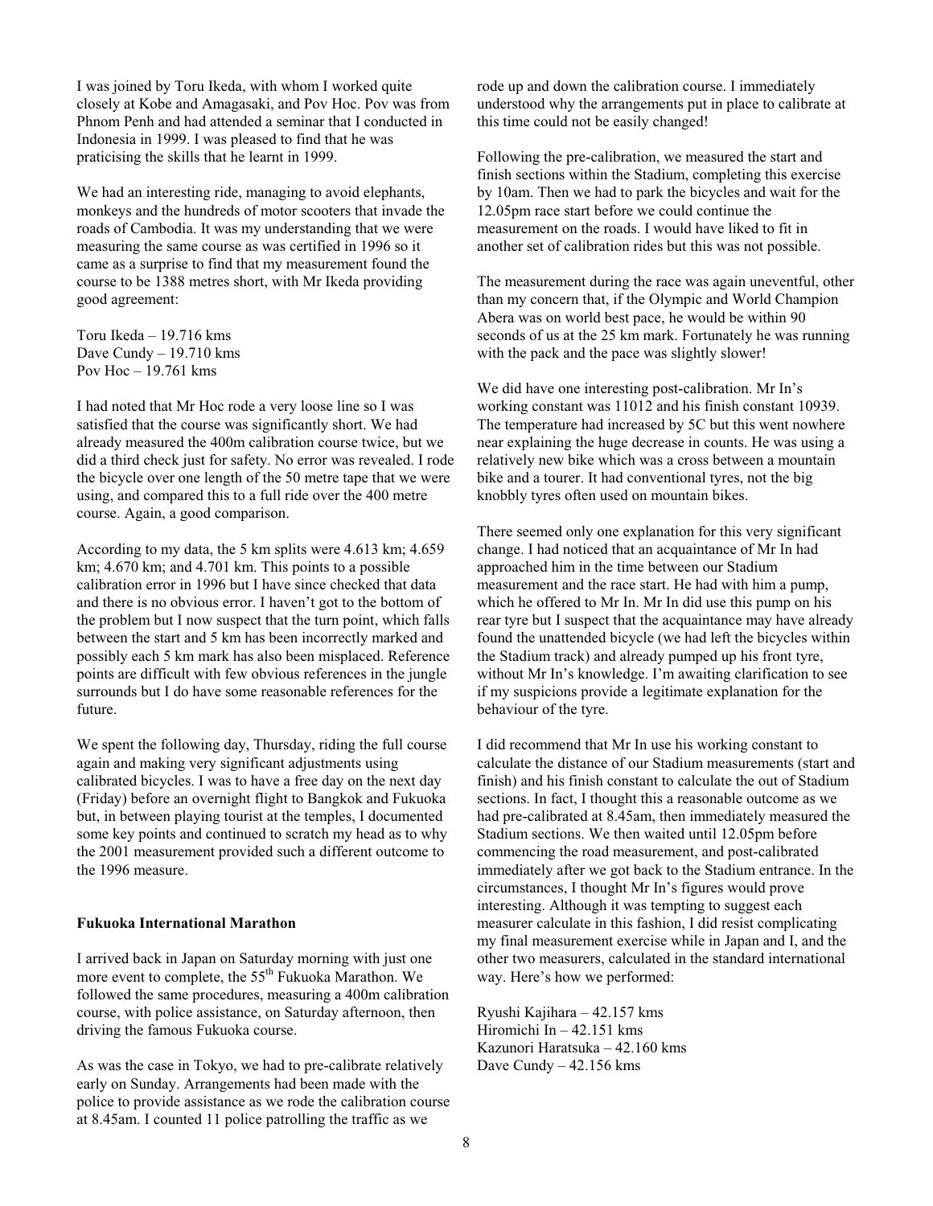I was joined by Toru Ikeda, with whom I worked quite closely at Kobe and Amagasaki, and Pov Hoc. Pov was from Phnom Penh and had attended a seminar that I conducted in Indonesia in 1999. I was pleased to find that he was praticising the skills that he learnt in 1999.

We had an interesting ride, managing to avoid elephants, monkeys and the hundreds of motor scooters that invade the roads of Cambodia. It was my understanding that we were measuring the same course as was certified in 1996 so it came as a surprise to find that my measurement found the course to be 1388 metres short, with Mr Ikeda providing good agreement:

Toru Ikeda – 19.716 kms
Dave Cundy – 19.710 kms
Pov Hoc – 19.761 kms

I had noted that Mr Hoc rode a very loose line so I was satisfied that the course was significantly short. We had already measured the 400m calibration course twice, but we did a third check just for safety. No error was revealed. I rode the bicycle over one length of the 50 metre tape that we were using, and compared this to a full ride over the 400 metre course. Again, a good comparison.

According to my data, the 5 km splits were 4.613 km; 4.659 km; 4.670 km; and 4.701 km. This points to a possible calibration error in 1996 but I have since checked that data and there is no obvious error. I haven't got to the bottom of the problem but I now suspect that the turn point, which falls between the start and 5 km has been incorrectly marked and possibly each 5 km mark has also been misplaced. Reference points are difficult with few obvious references in the jungle surrounds but I do have some reasonable references for the future.

We spent the following day, Thursday, riding the full course again and making very significant adjustments using calibrated bicycles. I was to have a free day on the next day (Friday) before an overnight flight to Bangkok and Fukuoka but, in between playing tourist at the temples, I documented some key points and continued to scratch my head as to why the 2001 measurement provided such a different outcome to the 1996 measure.

**Fukuoka International Marathon**

I arrived back in Japan on Saturday morning with just one more event to complete, the 55th Fukuoka Marathon. We followed the same procedures, measuring a 400m calibration course, with police assistance, on Saturday afternoon, then driving the famous Fukuoka course.

As was the case in Tokyo, we had to pre-calibrate relatively early on Sunday. Arrangements had been made with the police to provide assistance as we rode the calibration course at 8.45am. I counted 11 police patrolling the traffic as we rode up and down the calibration course. I immediately understood why the arrangements put in place to calibrate at this time could not be easily changed!

Following the pre-calibration, we measured the start and finish sections within the Stadium, completing this exercise by 10am. Then we had to park the bicycles and wait for the 12.05pm race start before we could continue the measurement on the roads. I would have liked to fit in another set of calibration rides but this was not possible.

The measurement during the race was again uneventful, other than my concern that, if the Olympic and World Champion Abera was on world best pace, he would be within 90 seconds of us at the 25 km mark. Fortunately he was running with the pack and the pace was slightly slower!

We did have one interesting post-calibration. Mr In's working constant was 11012 and his finish constant 10939. The temperature had increased by 5C but this went nowhere near explaining the huge decrease in counts. He was using a relatively new bike which was a cross between a mountain bike and a tourer. It had conventional tyres, not the big knobbly tyres often used on mountain bikes.

There seemed only one explanation for this very significant change. I had noticed that an acquaintance of Mr In had approached him in the time between our Stadium measurement and the race start. He had with him a pump, which he offered to Mr In. Mr In did use this pump on his rear tyre but I suspect that the acquaintance may have already found the unattended bicycle (we had left the bicycles within the Stadium track) and already pumped up his front tyre, without Mr In's knowledge. I'm awaiting clarification to see if my suspicions provide a legitimate explanation for the behaviour of the tyre.

I did recommend that Mr In use his working constant to calculate the distance of our Stadium measurements (start and finish) and his finish constant to calculate the out of Stadium sections. In fact, I thought this a reasonable outcome as we had pre-calibrated at 8.45am, then immediately measured the Stadium sections. We then waited until 12.05pm before commencing the road measurement, and post-calibrated immediately after we got back to the Stadium entrance. In the circumstances, I thought Mr In's figures would prove interesting. Although it was tempting to suggest each measurer calculate in this fashion, I did resist complicating my final measurement exercise while in Japan and I, and the other two measurers, calculated in the standard international way. Here's how we performed:

Ryushi Kajihara – 42.157 kms
Hiromichi In – 42.151 kms
Kazunori Haratsuka – 42.160 kms
Dave Cundy – 42.156 kms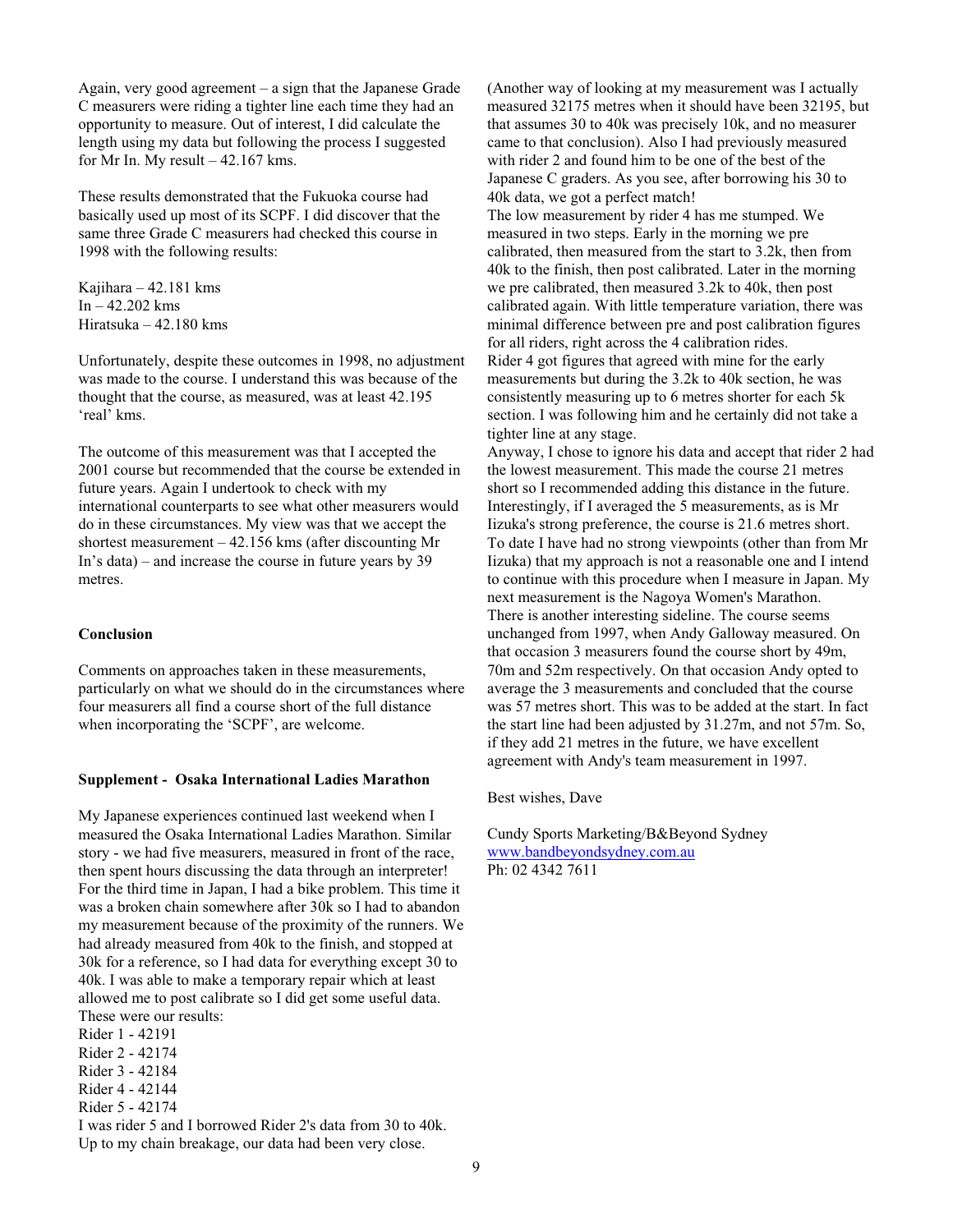Again, very good agreement – a sign that the Japanese Grade C measurers were riding a tighter line each time they had an opportunity to measure. Out of interest, I did calculate the length using my data but following the process I suggested for Mr In. My result – 42.167 kms.

These results demonstrated that the Fukuoka course had basically used up most of its SCPF. I did discover that the same three Grade C measurers had checked this course in 1998 with the following results:

Kajihara – 42.181 kms
In – 42.202 kms
Hiratsuka – 42.180 kms

Unfortunately, despite these outcomes in 1998, no adjustment was made to the course. I understand this was because of the thought that the course, as measured, was at least 42.195 'real' kms.

The outcome of this measurement was that I accepted the 2001 course but recommended that the course be extended in future years. Again I undertook to check with my international counterparts to see what other measurers would do in these circumstances. My view was that we accept the shortest measurement – 42.156 kms (after discounting Mr In's data) – and increase the course in future years by 39 metres.

**Conclusion**

Comments on approaches taken in these measurements, particularly on what we should do in the circumstances where four measurers all find a course short of the full distance when incorporating the 'SCPF', are welcome.

**Supplement - Osaka International Ladies Marathon**

My Japanese experiences continued last weekend when I measured the Osaka International Ladies Marathon. Similar story - we had five measurers, measured in front of the race, then spent hours discussing the data through an interpreter! For the third time in Japan, I had a bike problem. This time it was a broken chain somewhere after 30k so I had to abandon my measurement because of the proximity of the runners. We had already measured from 40k to the finish, and stopped at 30k for a reference, so I had data for everything except 30 to 40k. I was able to make a temporary repair which at least allowed me to post calibrate so I did get some useful data.
These were our results:
Rider 1 - 42191
Rider 2 - 42174
Rider 3 - 42184
Rider 4 - 42144
Rider 5 - 42174
I was rider 5 and I borrowed Rider 2's data from 30 to 40k. Up to my chain breakage, our data had been very close.

(Another way of looking at my measurement was I actually measured 32175 metres when it should have been 32195, but that assumes 30 to 40k was precisely 10k, and no measurer came to that conclusion). Also I had previously measured with rider 2 and found him to be one of the best of the Japanese C graders. As you see, after borrowing his 30 to 40k data, we got a perfect match!
The low measurement by rider 4 has me stumped. We measured in two steps. Early in the morning we pre calibrated, then measured from the start to 3.2k, then from 40k to the finish, then post calibrated. Later in the morning we pre calibrated, then measured 3.2k to 40k, then post calibrated again. With little temperature variation, there was minimal difference between pre and post calibration figures for all riders, right across the 4 calibration rides.
Rider 4 got figures that agreed with mine for the early measurements but during the 3.2k to 40k section, he was consistently measuring up to 6 metres shorter for each 5k section. I was following him and he certainly did not take a tighter line at any stage.
Anyway, I chose to ignore his data and accept that rider 2 had the lowest measurement. This made the course 21 metres short so I recommended adding this distance in the future. Interestingly, if I averaged the 5 measurements, as is Mr Iizuka's strong preference, the course is 21.6 metres short.
To date I have had no strong viewpoints (other than from Mr Iizuka) that my approach is not a reasonable one and I intend to continue with this procedure when I measure in Japan. My next measurement is the Nagoya Women's Marathon.
There is another interesting sideline. The course seems unchanged from 1997, when Andy Galloway measured. On that occasion 3 measurers found the course short by 49m, 70m and 52m respectively. On that occasion Andy opted to average the 3 measurements and concluded that the course was 57 metres short. This was to be added at the start. In fact the start line had been adjusted by 31.27m, and not 57m. So, if they add 21 metres in the future, we have excellent agreement with Andy's team measurement in 1997.

Best wishes, Dave

Cundy Sports Marketing/B&Beyond Sydney
www.bandbeyondsydney.com.au
Ph: 02 4342 7611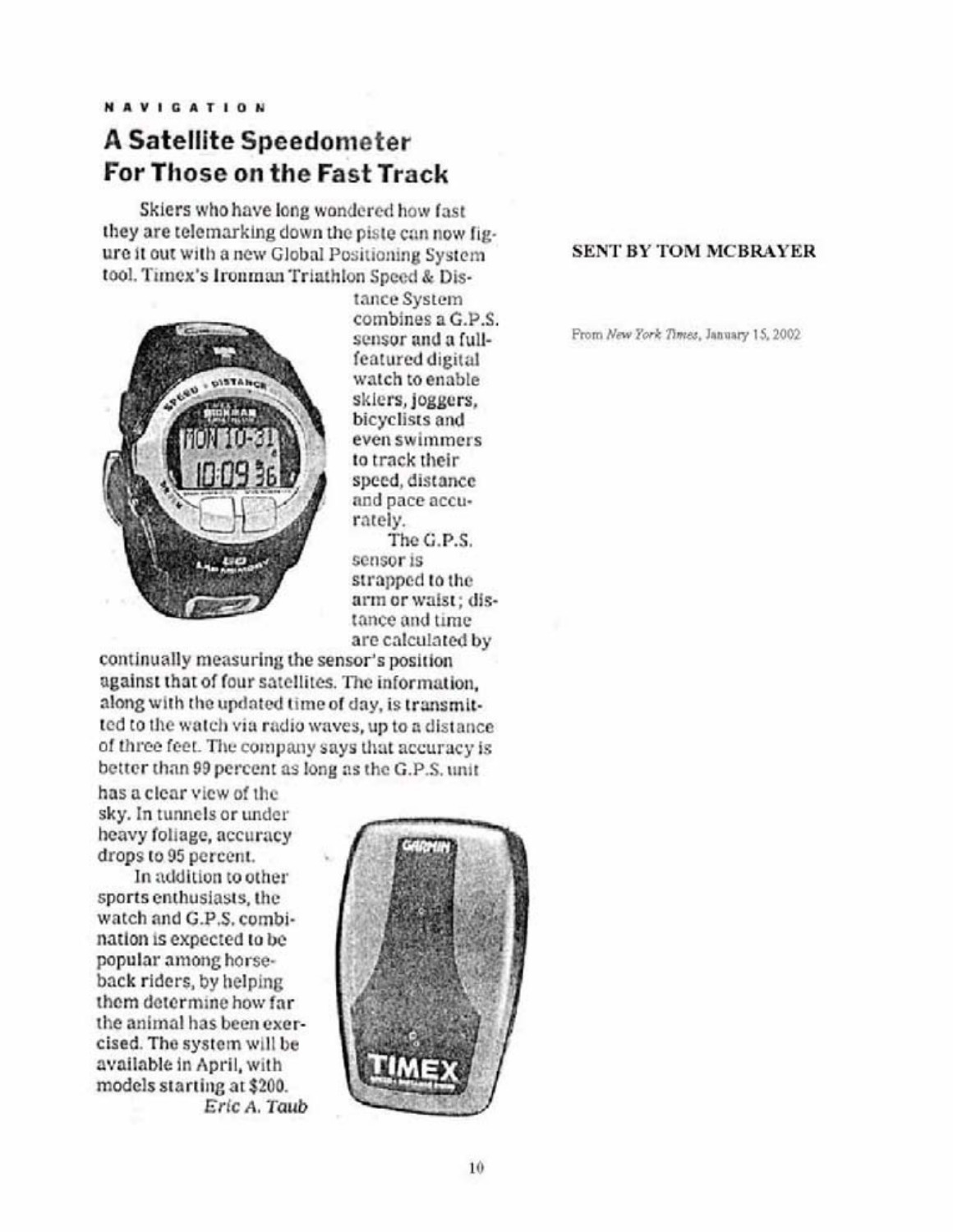NAVIGATION

## A Satellite Speedometer For Those on the Fast Track

Skiers who have long wondered how fast they are telemarking down the piste can now figure it out with a new Global Positioning System tool. Timex's Ironman Triathlon Speed & Distance System combines a G.P.S. sensor and a full-featured digital watch to enable skiers, joggers, bicyclists and even swimmers to track their speed, distance and pace accurately.

The G.P.S. sensor is strapped to the arm or waist; distance and time are calculated by continually measuring the sensor's position against that of four satellites. The information, along with the updated time of day, is transmitted to the watch via radio waves, up to a distance of three feet. The company says that accuracy is better than 99 percent as long as the G.P.S. unit has a clear view of the sky. In tunnels or under heavy foliage, accuracy drops to 95 percent.

In addition to other sports enthusiasts, the watch and G.P.S. combination is expected to be popular among horseback riders, by helping them determine how far the animal has been exercised. The system will be available in April, with models starting at $200.

*Eric A. Taub*

**SENT BY TOM MCBRAYER**

From *New York Times*, January 15, 2002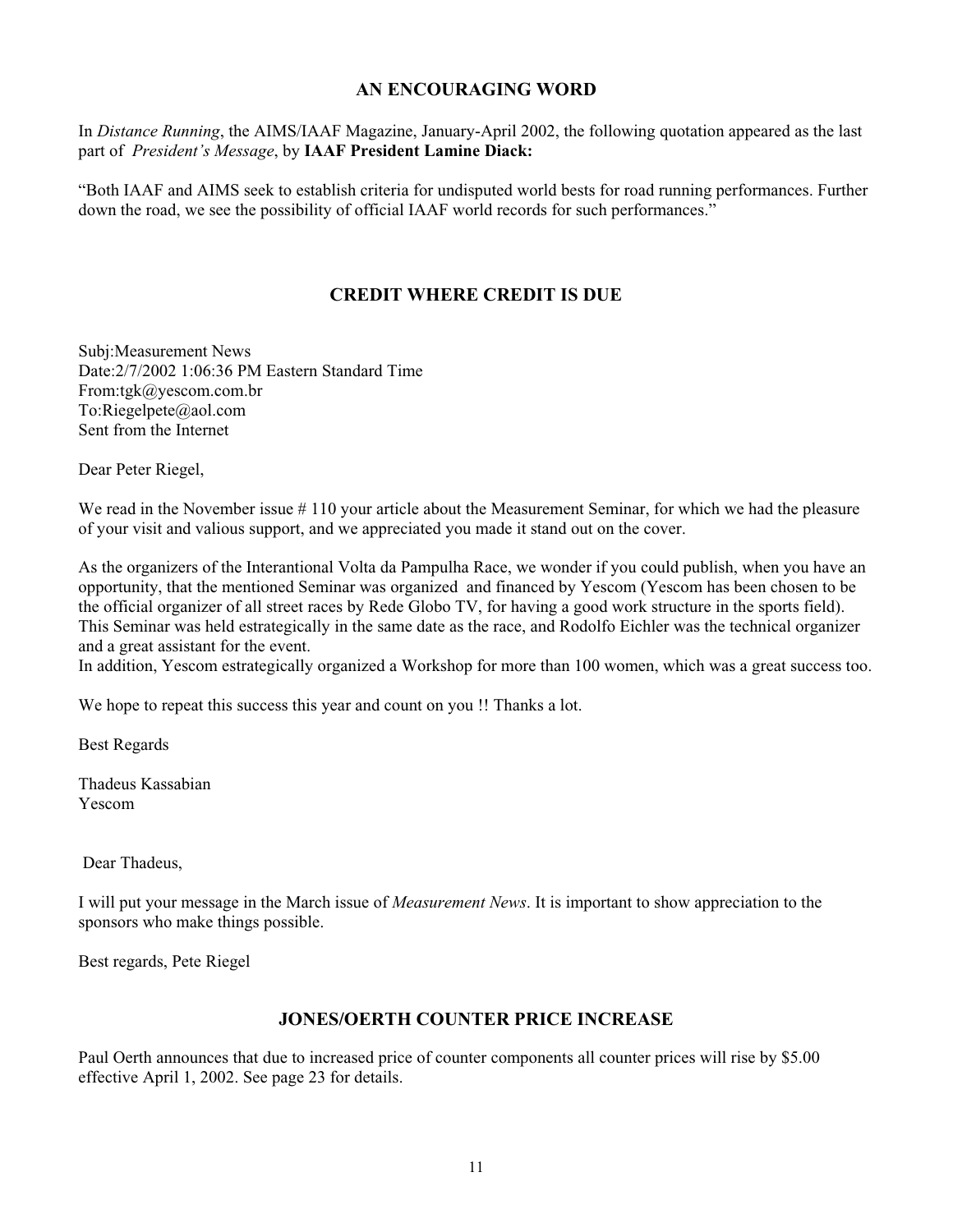## AN ENCOURAGING WORD

In *Distance Running*, the AIMS/IAAF Magazine, January-April 2002, the following quotation appeared as the last part of *President's Message*, by **IAAF President Lamine Diack:**

"Both IAAF and AIMS seek to establish criteria for undisputed world bests for road running performances. Further down the road, we see the possibility of official IAAF world records for such performances."

## CREDIT WHERE CREDIT IS DUE

Subj:Measurement News
Date:2/7/2002 1:06:36 PM Eastern Standard Time
From:tgk@yescom.com.br
To:Riegelpete@aol.com
Sent from the Internet

Dear Peter Riegel,

We read in the November issue # 110 your article about the Measurement Seminar, for which we had the pleasure of your visit and valious support, and we appreciated you made it stand out on the cover.

As the organizers of the Interantional Volta da Pampulha Race, we wonder if you could publish, when you have an opportunity, that the mentioned Seminar was organized and financed by Yescom (Yescom has been chosen to be the official organizer of all street races by Rede Globo TV, for having a good work structure in the sports field). This Seminar was held estrategically in the same date as the race, and Rodolfo Eichler was the technical organizer and a great assistant for the event.
In addition, Yescom estrategically organized a Workshop for more than 100 women, which was a great success too.

We hope to repeat this success this year and count on you !! Thanks a lot.

Best Regards

Thadeus Kassabian
Yescom

Dear Thadeus,

I will put your message in the March issue of *Measurement News*. It is important to show appreciation to the sponsors who make things possible.

Best regards, Pete Riegel

## JONES/OERTH COUNTER PRICE INCREASE

Paul Oerth announces that due to increased price of counter components all counter prices will rise by $5.00 effective April 1, 2002. See page 23 for details.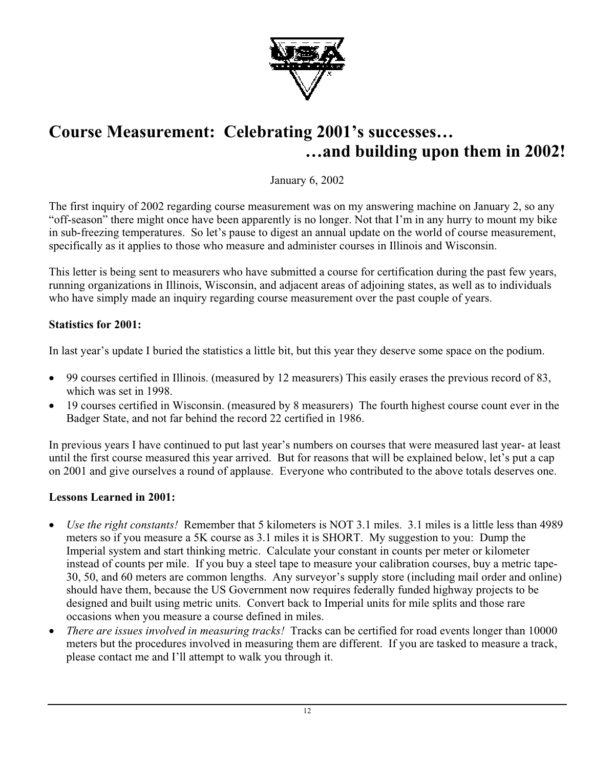# Course Measurement: Celebrating 2001's successes… …and building upon them in 2002!

January 6, 2002

The first inquiry of 2002 regarding course measurement was on my answering machine on January 2, so any "off-season" there might once have been apparently is no longer. Not that I'm in any hurry to mount my bike in sub-freezing temperatures. So let's pause to digest an annual update on the world of course measurement, specifically as it applies to those who measure and administer courses in Illinois and Wisconsin.

This letter is being sent to measurers who have submitted a course for certification during the past few years, running organizations in Illinois, Wisconsin, and adjacent areas of adjoining states, as well as to individuals who have simply made an inquiry regarding course measurement over the past couple of years.

**Statistics for 2001:**

In last year's update I buried the statistics a little bit, but this year they deserve some space on the podium.

- 99 courses certified in Illinois. (measured by 12 measurers) This easily erases the previous record of 83, which was set in 1998.
- 19 courses certified in Wisconsin. (measured by 8 measurers) The fourth highest course count ever in the Badger State, and not far behind the record 22 certified in 1986.

In previous years I have continued to put last year's numbers on courses that were measured last year- at least until the first course measured this year arrived. But for reasons that will be explained below, let's put a cap on 2001 and give ourselves a round of applause. Everyone who contributed to the above totals deserves one.

**Lessons Learned in 2001:**

- *Use the right constants!* Remember that 5 kilometers is NOT 3.1 miles. 3.1 miles is a little less than 4989 meters so if you measure a 5K course as 3.1 miles it is SHORT. My suggestion to you: Dump the Imperial system and start thinking metric. Calculate your constant in counts per meter or kilometer instead of counts per mile. If you buy a steel tape to measure your calibration courses, buy a metric tape- 30, 50, and 60 meters are common lengths. Any surveyor's supply store (including mail order and online) should have them, because the US Government now requires federally funded highway projects to be designed and built using metric units. Convert back to Imperial units for mile splits and those rare occasions when you measure a course defined in miles.
- *There are issues involved in measuring tracks!* Tracks can be certified for road events longer than 10000 meters but the procedures involved in measuring them are different. If you are tasked to measure a track, please contact me and I'll attempt to walk you through it.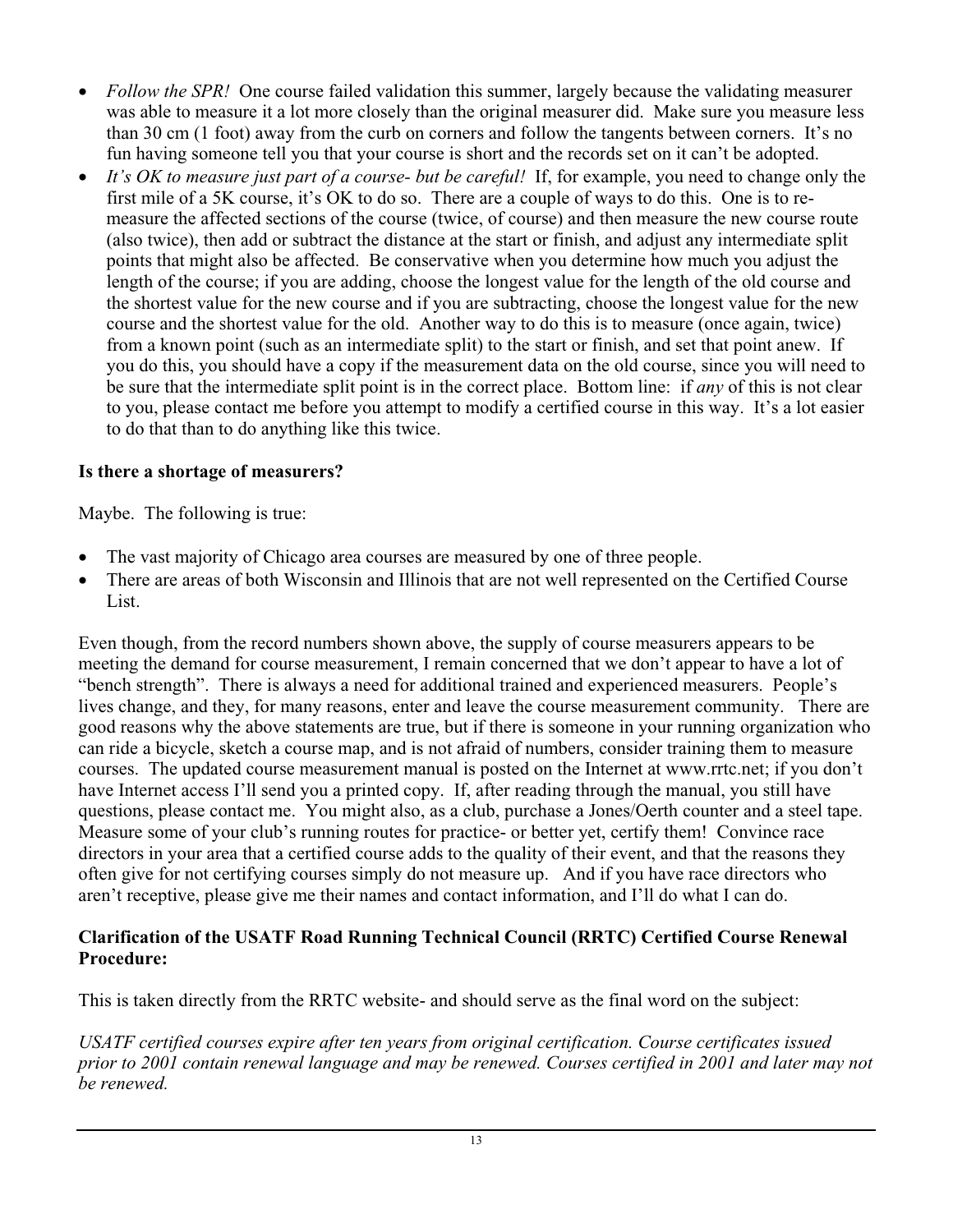- *Follow the SPR!* One course failed validation this summer, largely because the validating measurer was able to measure it a lot more closely than the original measurer did. Make sure you measure less than 30 cm (1 foot) away from the curb on corners and follow the tangents between corners. It's no fun having someone tell you that your course is short and the records set on it can't be adopted.
- *It's OK to measure just part of a course- but be careful!* If, for example, you need to change only the first mile of a 5K course, it's OK to do so. There are a couple of ways to do this. One is to re-measure the affected sections of the course (twice, of course) and then measure the new course route (also twice), then add or subtract the distance at the start or finish, and adjust any intermediate split points that might also be affected. Be conservative when you determine how much you adjust the length of the course; if you are adding, choose the longest value for the length of the old course and the shortest value for the new course and if you are subtracting, choose the longest value for the new course and the shortest value for the old. Another way to do this is to measure (once again, twice) from a known point (such as an intermediate split) to the start or finish, and set that point anew. If you do this, you should have a copy if the measurement data on the old course, since you will need to be sure that the intermediate split point is in the correct place. Bottom line: if *any* of this is not clear to you, please contact me before you attempt to modify a certified course in this way. It's a lot easier to do that than to do anything like this twice.

**Is there a shortage of measurers?**

Maybe. The following is true:

- The vast majority of Chicago area courses are measured by one of three people.
- There are areas of both Wisconsin and Illinois that are not well represented on the Certified Course List.

Even though, from the record numbers shown above, the supply of course measurers appears to be meeting the demand for course measurement, I remain concerned that we don't appear to have a lot of "bench strength". There is always a need for additional trained and experienced measurers. People's lives change, and they, for many reasons, enter and leave the course measurement community. There are good reasons why the above statements are true, but if there is someone in your running organization who can ride a bicycle, sketch a course map, and is not afraid of numbers, consider training them to measure courses. The updated course measurement manual is posted on the Internet at www.rrtc.net; if you don't have Internet access I'll send you a printed copy. If, after reading through the manual, you still have questions, please contact me. You might also, as a club, purchase a Jones/Oerth counter and a steel tape. Measure some of your club's running routes for practice- or better yet, certify them! Convince race directors in your area that a certified course adds to the quality of their event, and that the reasons they often give for not certifying courses simply do not measure up. And if you have race directors who aren't receptive, please give me their names and contact information, and I'll do what I can do.

**Clarification of the USATF Road Running Technical Council (RRTC) Certified Course Renewal Procedure:**

This is taken directly from the RRTC website- and should serve as the final word on the subject:

*USATF certified courses expire after ten years from original certification. Course certificates issued prior to 2001 contain renewal language and may be renewed. Courses certified in 2001 and later may not be renewed.*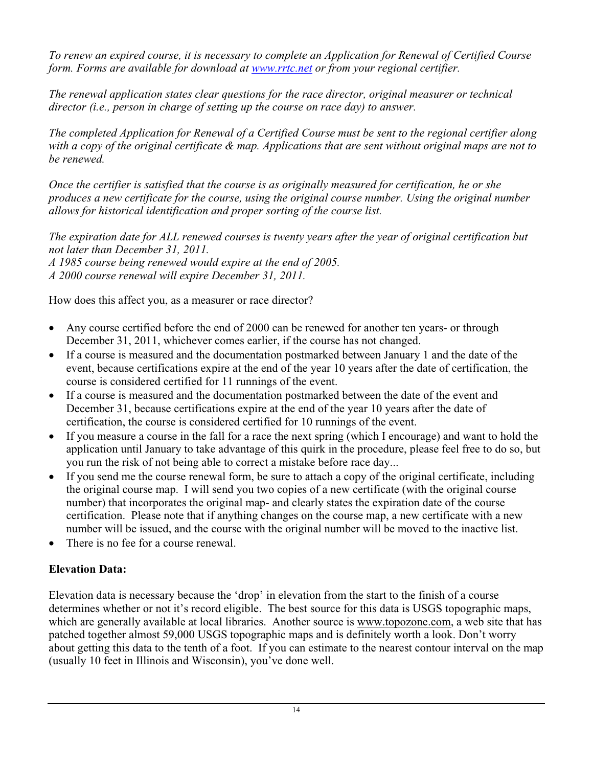*To renew an expired course, it is necessary to complete an Application for Renewal of Certified Course form. Forms are available for download at [www.rrtc.net](http://www.rrtc.net) or from your regional certifier.*

*The renewal application states clear questions for the race director, original measurer or technical director (i.e., person in charge of setting up the course on race day) to answer.*

*The completed Application for Renewal of a Certified Course must be sent to the regional certifier along with a copy of the original certificate & map. Applications that are sent without original maps are not to be renewed.*

*Once the certifier is satisfied that the course is as originally measured for certification, he or she produces a new certificate for the course, using the original course number. Using the original number allows for historical identification and proper sorting of the course list.*

*The expiration date for ALL renewed courses is twenty years after the year of original certification but not later than December 31, 2011.*
*A 1985 course being renewed would expire at the end of 2005.*
*A 2000 course renewal will expire December 31, 2011.*

How does this affect you, as a measurer or race director?

- Any course certified before the end of 2000 can be renewed for another ten years- or through December 31, 2011, whichever comes earlier, if the course has not changed.
- If a course is measured and the documentation postmarked between January 1 and the date of the event, because certifications expire at the end of the year 10 years after the date of certification, the course is considered certified for 11 runnings of the event.
- If a course is measured and the documentation postmarked between the date of the event and December 31, because certifications expire at the end of the year 10 years after the date of certification, the course is considered certified for 10 runnings of the event.
- If you measure a course in the fall for a race the next spring (which I encourage) and want to hold the application until January to take advantage of this quirk in the procedure, please feel free to do so, but you run the risk of not being able to correct a mistake before race day...
- If you send me the course renewal form, be sure to attach a copy of the original certificate, including the original course map. I will send you two copies of a new certificate (with the original course number) that incorporates the original map- and clearly states the expiration date of the course certification. Please note that if anything changes on the course map, a new certificate with a new number will be issued, and the course with the original number will be moved to the inactive list.
- There is no fee for a course renewal.

**Elevation Data:**

Elevation data is necessary because the 'drop' in elevation from the start to the finish of a course determines whether or not it's record eligible. The best source for this data is USGS topographic maps, which are generally available at local libraries. Another source is www.topozone.com, a web site that has patched together almost 59,000 USGS topographic maps and is definitely worth a look. Don't worry about getting this data to the tenth of a foot. If you can estimate to the nearest contour interval on the map (usually 10 feet in Illinois and Wisconsin), you've done well.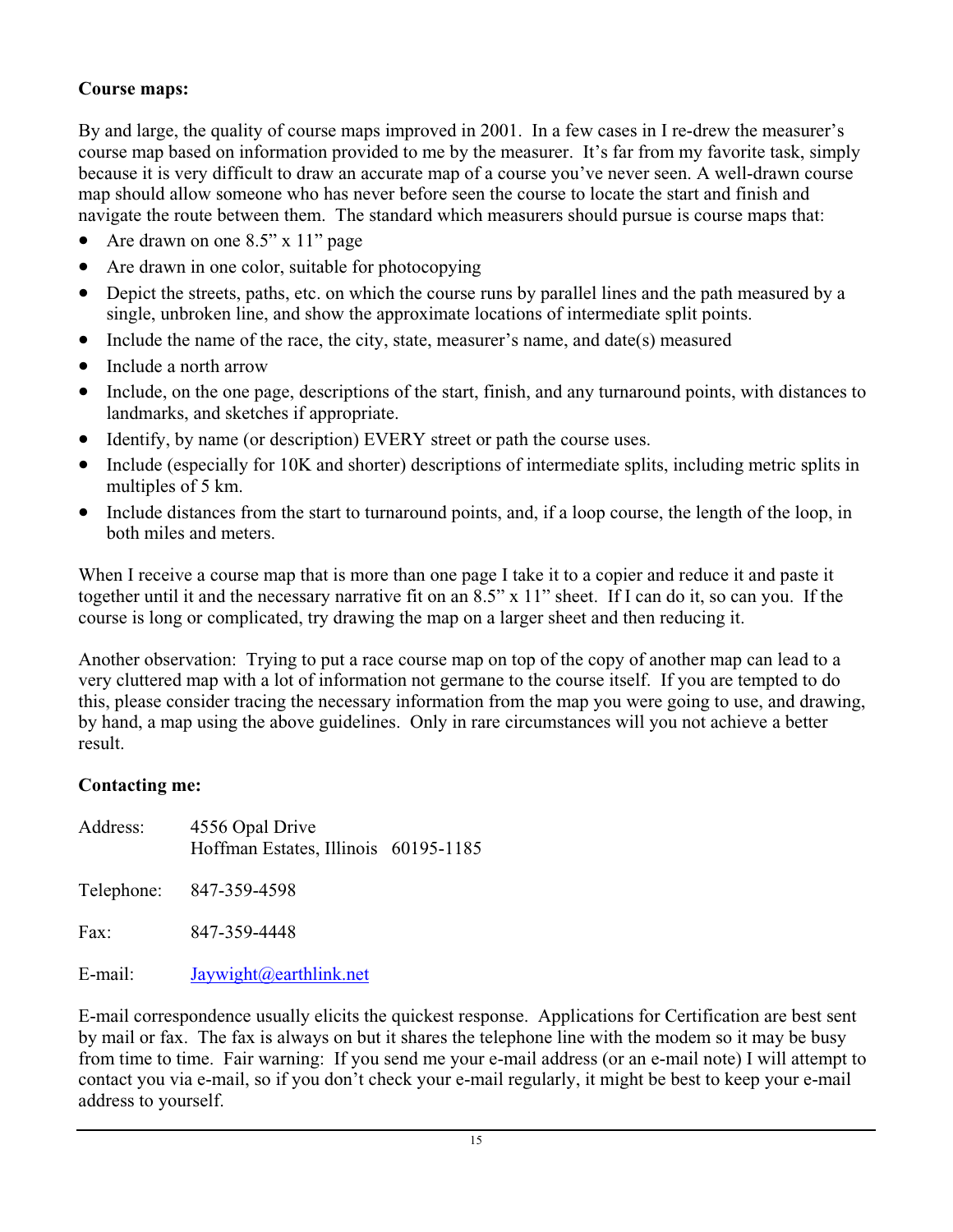**Course maps:**

By and large, the quality of course maps improved in 2001. In a few cases in I re-drew the measurer's course map based on information provided to me by the measurer. It's far from my favorite task, simply because it is very difficult to draw an accurate map of a course you've never seen. A well-drawn course map should allow someone who has never before seen the course to locate the start and finish and navigate the route between them. The standard which measurers should pursue is course maps that:

- Are drawn on one 8.5" x 11" page
- Are drawn in one color, suitable for photocopying
- Depict the streets, paths, etc. on which the course runs by parallel lines and the path measured by a single, unbroken line, and show the approximate locations of intermediate split points.
- Include the name of the race, the city, state, measurer's name, and date(s) measured
- Include a north arrow
- Include, on the one page, descriptions of the start, finish, and any turnaround points, with distances to landmarks, and sketches if appropriate.
- Identify, by name (or description) EVERY street or path the course uses.
- Include (especially for 10K and shorter) descriptions of intermediate splits, including metric splits in multiples of 5 km.
- Include distances from the start to turnaround points, and, if a loop course, the length of the loop, in both miles and meters.

When I receive a course map that is more than one page I take it to a copier and reduce it and paste it together until it and the necessary narrative fit on an 8.5" x 11" sheet. If I can do it, so can you. If the course is long or complicated, try drawing the map on a larger sheet and then reducing it.

Another observation: Trying to put a race course map on top of the copy of another map can lead to a very cluttered map with a lot of information not germane to the course itself. If you are tempted to do this, please consider tracing the necessary information from the map you were going to use, and drawing, by hand, a map using the above guidelines. Only in rare circumstances will you not achieve a better result.

**Contacting me:**

Address: 4556 Opal Drive
Hoffman Estates, Illinois 60195-1185

Telephone: 847-359-4598

Fax: 847-359-4448

E-mail: Jaywight@earthlink.net

E-mail correspondence usually elicits the quickest response. Applications for Certification are best sent by mail or fax. The fax is always on but it shares the telephone line with the modem so it may be busy from time to time. Fair warning: If you send me your e-mail address (or an e-mail note) I will attempt to contact you via e-mail, so if you don't check your e-mail regularly, it might be best to keep your e-mail address to yourself.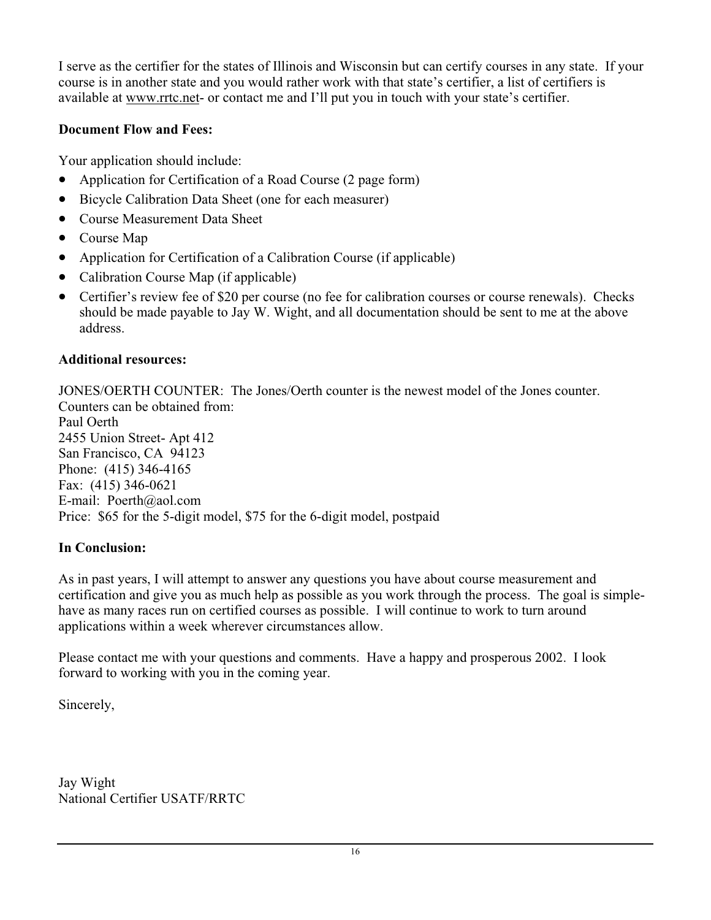I serve as the certifier for the states of Illinois and Wisconsin but can certify courses in any state. If your course is in another state and you would rather work with that state's certifier, a list of certifiers is available at www.rrtc.net- or contact me and I'll put you in touch with your state's certifier.

**Document Flow and Fees:**

Your application should include:

- Application for Certification of a Road Course (2 page form)
- Bicycle Calibration Data Sheet (one for each measurer)
- Course Measurement Data Sheet
- Course Map
- Application for Certification of a Calibration Course (if applicable)
- Calibration Course Map (if applicable)
- Certifier's review fee of $20 per course (no fee for calibration courses or course renewals). Checks should be made payable to Jay W. Wight, and all documentation should be sent to me at the above address.

**Additional resources:**

JONES/OERTH COUNTER: The Jones/Oerth counter is the newest model of the Jones counter. Counters can be obtained from:
Paul Oerth
2455 Union Street- Apt 412
San Francisco, CA 94123
Phone: (415) 346-4165
Fax: (415) 346-0621
E-mail: Poerth@aol.com
Price: $65 for the 5-digit model, $75 for the 6-digit model, postpaid

**In Conclusion:**

As in past years, I will attempt to answer any questions you have about course measurement and certification and give you as much help as possible as you work through the process. The goal is simple- have as many races run on certified courses as possible. I will continue to work to turn around applications within a week wherever circumstances allow.

Please contact me with your questions and comments. Have a happy and prosperous 2002. I look forward to working with you in the coming year.

Sincerely,

Jay Wight
National Certifier USATF/RRTC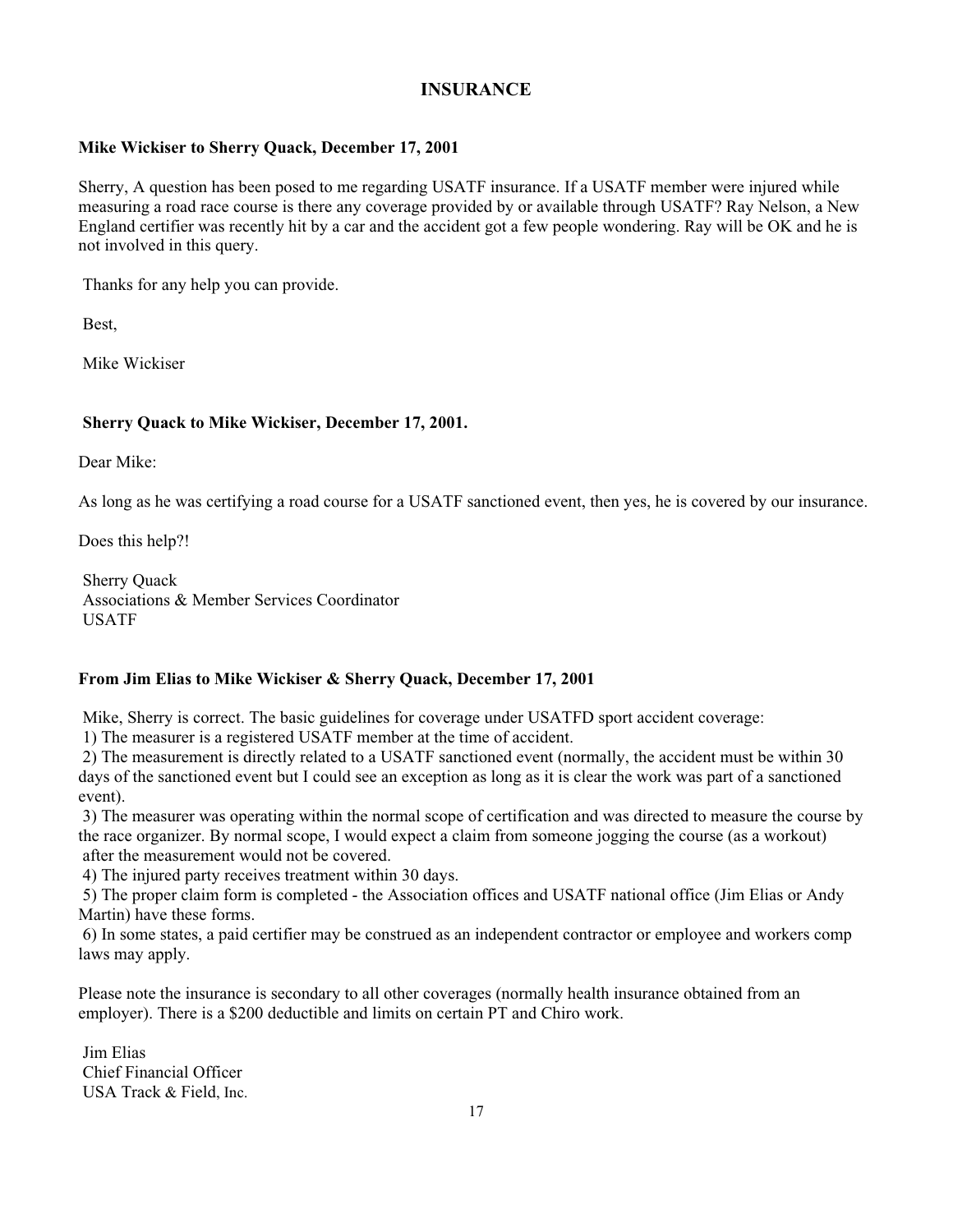# INSURANCE

**Mike Wickiser to Sherry Quack, December 17, 2001**

Sherry, A question has been posed to me regarding USATF insurance. If a USATF member were injured while measuring a road race course is there any coverage provided by or available through USATF? Ray Nelson, a New England certifier was recently hit by a car and the accident got a few people wondering. Ray will be OK and he is not involved in this query.

Thanks for any help you can provide.

Best,

Mike Wickiser

**Sherry Quack to Mike Wickiser, December 17, 2001.**

Dear Mike:

As long as he was certifying a road course for a USATF sanctioned event, then yes, he is covered by our insurance.

Does this help?!

Sherry Quack
Associations & Member Services Coordinator
USATF

**From Jim Elias to Mike Wickiser & Sherry Quack, December 17, 2001**

Mike, Sherry is correct. The basic guidelines for coverage under USATFD sport accident coverage:

1) The measurer is a registered USATF member at the time of accident.
2) The measurement is directly related to a USATF sanctioned event (normally, the accident must be within 30 days of the sanctioned event but I could see an exception as long as it is clear the work was part of a sanctioned event).
3) The measurer was operating within the normal scope of certification and was directed to measure the course by the race organizer. By normal scope, I would expect a claim from someone jogging the course (as a workout) after the measurement would not be covered.
4) The injured party receives treatment within 30 days.
5) The proper claim form is completed - the Association offices and USATF national office (Jim Elias or Andy Martin) have these forms.
6) In some states, a paid certifier may be construed as an independent contractor or employee and workers comp laws may apply.

Please note the insurance is secondary to all other coverages (normally health insurance obtained from an employer). There is a $200 deductible and limits on certain PT and Chiro work.

Jim Elias
Chief Financial Officer
USA Track & Field, Inc.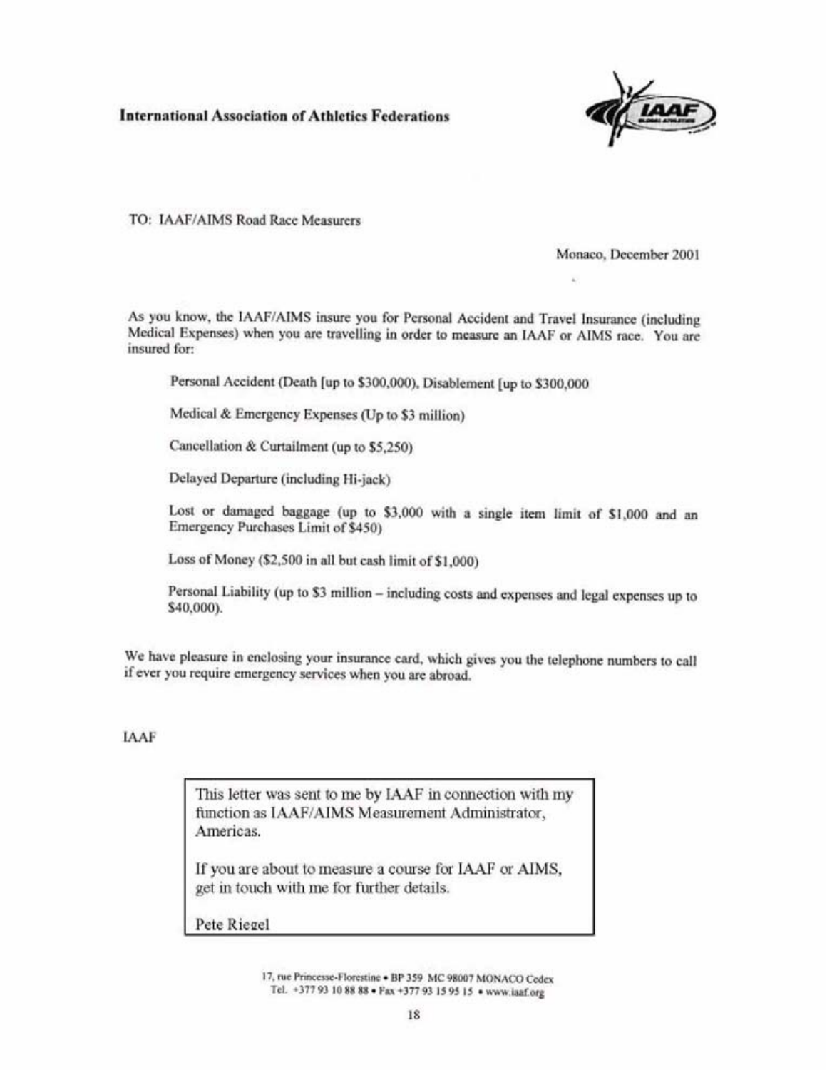**International Association of Athletics Federations**

TO: IAAF/AIMS Road Race Measurers

Monaco, December 2001

As you know, the IAAF/AIMS insure you for Personal Accident and Travel Insurance (including Medical Expenses) when you are travelling in order to measure an IAAF or AIMS race. You are insured for:

Personal Accident (Death [up to $300,000), Disablement [up to $300,000

Medical & Emergency Expenses (Up to $3 million)

Cancellation & Curtailment (up to $5,250)

Delayed Departure (including Hi-jack)

Lost or damaged baggage (up to $3,000 with a single item limit of $1,000 and an Emergency Purchases Limit of $450)

Loss of Money ($2,500 in all but cash limit of $1,000)

Personal Liability (up to $3 million – including costs and expenses and legal expenses up to $40,000).

We have pleasure in enclosing your insurance card, which gives you the telephone numbers to call if ever you require emergency services when you are abroad.

IAAF

> This letter was sent to me by IAAF in connection with my function as IAAF/AIMS Measurement Administrator, Americas.
>
> If you are about to measure a course for IAAF or AIMS, get in touch with me for further details.
>
> Pete Riegel

17, rue Princesse-Florestine • BP 359 MC 98007 MONACO Cedex
Tel. +377 93 10 88 88 • Fax +377 93 15 95 15 • www.iaaf.org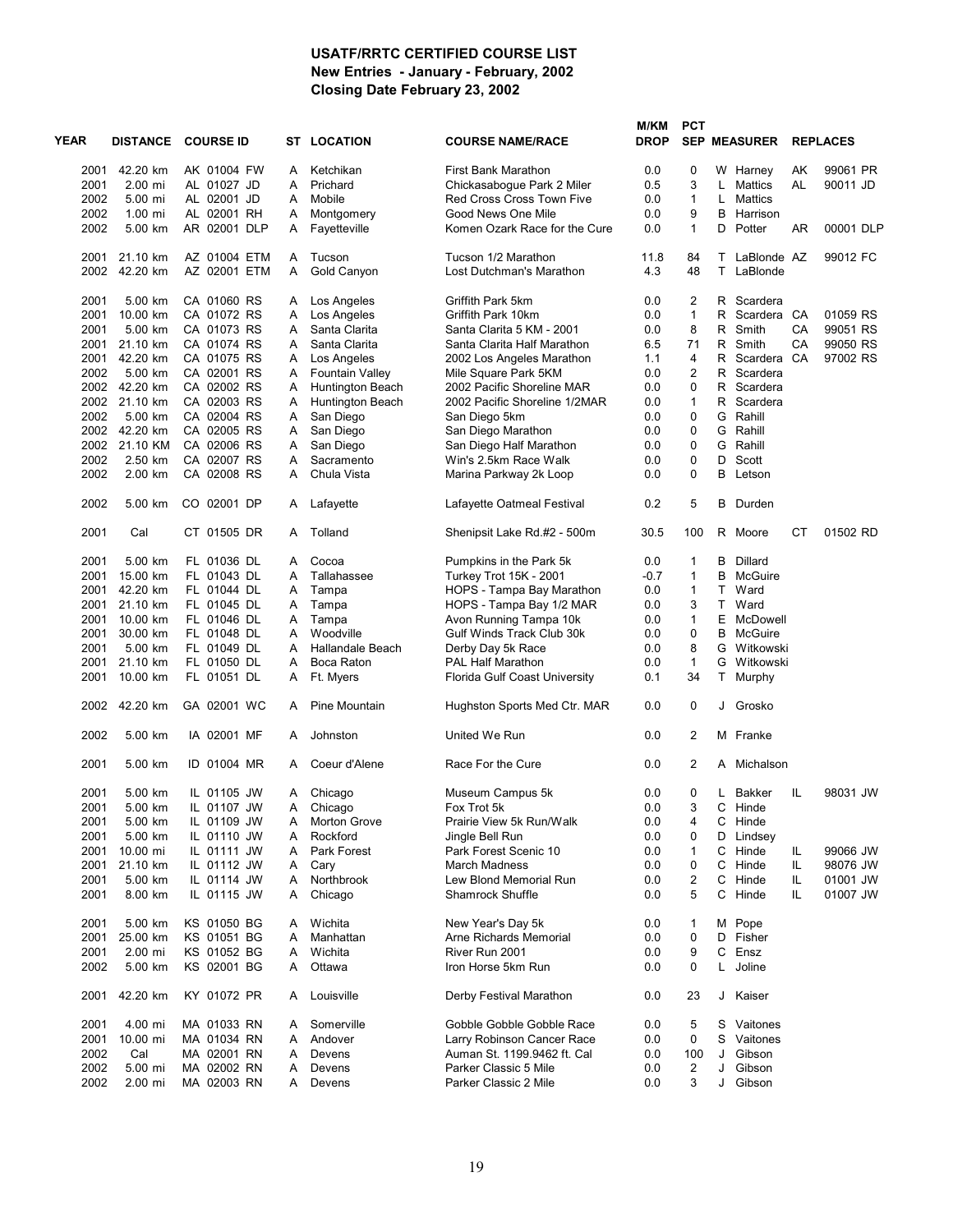# USATF/RRTC CERTIFIED COURSE LIST
## New Entries - January - February, 2002
## Closing Date February 23, 2002

| YEAR | DISTANCE | COURSE ID | ST | LOCATION | COURSE NAME/RACE | M/KM DROP | PCT SEP | MEASURER | REPLACES | |
|---|---|---|---|---|---|---|---|---|---|---|
| 2001 | 42.20 km | AK 01004 FW | A | Ketchikan | First Bank Marathon | 0.0 | 0 | W Harney | AK | 99061 PR |
| 2001 | 2.00 mi | AL 01027 JD | A | Prichard | Chickasabogue Park 2 Miler | 0.5 | 3 | L Mattics | AL | 90011 JD |
| 2002 | 5.00 mi | AL 02001 JD | A | Mobile | Red Cross Cross Town Five | 0.0 | 1 | L Mattics | | |
| 2002 | 1.00 mi | AL 02001 RH | A | Montgomery | Good News One Mile | 0.0 | 9 | B Harrison | | |
| 2002 | 5.00 km | AR 02001 DLP | A | Fayetteville | Komen Ozark Race for the Cure | 0.0 | 1 | D Potter | AR | 00001 DLP |
| 2001 | 21.10 km | AZ 01004 ETM | A | Tucson | Tucson 1/2 Marathon | 11.8 | 84 | T LaBlonde | AZ | 99012 FC |
| 2002 | 42.20 km | AZ 02001 ETM | A | Gold Canyon | Lost Dutchman's Marathon | 4.3 | 48 | T LaBlonde | | |
| 2001 | 5.00 km | CA 01060 RS | A | Los Angeles | Griffith Park 5km | 0.0 | 2 | R Scardera | | |
| 2001 | 10.00 km | CA 01072 RS | A | Los Angeles | Griffith Park 10km | 0.0 | 1 | R Scardera | CA | 01059 RS |
| 2001 | 5.00 km | CA 01073 RS | A | Santa Clarita | Santa Clarita 5 KM - 2001 | 0.0 | 8 | R Smith | CA | 99051 RS |
| 2001 | 21.10 km | CA 01074 RS | A | Santa Clarita | Santa Clarita Half Marathon | 6.5 | 71 | R Smith | CA | 99050 RS |
| 2001 | 42.20 km | CA 01075 RS | A | Los Angeles | 2002 Los Angeles Marathon | 1.1 | 4 | R Scardera | CA | 97002 RS |
| 2002 | 5.00 km | CA 02001 RS | A | Fountain Valley | Mile Square Park 5KM | 0.0 | 2 | R Scardera | | |
| 2002 | 42.20 km | CA 02002 RS | A | Huntington Beach | 2002 Pacific Shoreline MAR | 0.0 | 0 | R Scardera | | |
| 2002 | 21.10 km | CA 02003 RS | A | Huntington Beach | 2002 Pacific Shoreline 1/2MAR | 0.0 | 1 | R Scardera | | |
| 2002 | 5.00 km | CA 02004 RS | A | San Diego | San Diego 5km | 0.0 | 0 | G Rahill | | |
| 2002 | 42.20 km | CA 02005 RS | A | San Diego | San Diego Marathon | 0.0 | 0 | G Rahill | | |
| 2002 | 21.10 KM | CA 02006 RS | A | San Diego | San Diego Half Marathon | 0.0 | 0 | G Rahill | | |
| 2002 | 2.50 km | CA 02007 RS | A | Sacramento | Win's 2.5km Race Walk | 0.0 | 0 | D Scott | | |
| 2002 | 2.00 km | CA 02008 RS | A | Chula Vista | Marina Parkway 2k Loop | 0.0 | 0 | B Letson | | |
| 2002 | 5.00 km | CO 02001 DP | A | Lafayette | Lafayette Oatmeal Festival | 0.2 | 5 | B Durden | | |
| 2001 | Cal | CT 01505 DR | A | Tolland | Shenipsit Lake Rd.#2 - 500m | 30.5 | 100 | R Moore | CT | 01502 RD |
| 2001 | 5.00 km | FL 01036 DL | A | Cocoa | Pumpkins in the Park 5k | 0.0 | 1 | B Dillard | | |
| 2001 | 15.00 km | FL 01043 DL | A | Tallahassee | Turkey Trot 15K - 2001 | -0.7 | 1 | B McGuire | | |
| 2001 | 42.20 km | FL 01044 DL | A | Tampa | HOPS - Tampa Bay Marathon | 0.0 | 1 | T Ward | | |
| 2001 | 21.10 km | FL 01045 DL | A | Tampa | HOPS - Tampa Bay 1/2 MAR | 0.0 | 3 | T Ward | | |
| 2001 | 10.00 km | FL 01046 DL | A | Tampa | Avon Running Tampa 10k | 0.0 | 1 | E McDowell | | |
| 2001 | 30.00 km | FL 01048 DL | A | Woodville | Gulf Winds Track Club 30k | 0.0 | 0 | B McGuire | | |
| 2001 | 5.00 km | FL 01049 DL | A | Hallandale Beach | Derby Day 5k Race | 0.0 | 8 | G Witkowski | | |
| 2001 | 21.10 km | FL 01050 DL | A | Boca Raton | PAL Half Marathon | 0.0 | 1 | G Witkowski | | |
| 2001 | 10.00 km | FL 01051 DL | A | Ft. Myers | Florida Gulf Coast University | 0.1 | 34 | T Murphy | | |
| 2002 | 42.20 km | GA 02001 WC | A | Pine Mountain | Hughston Sports Med Ctr. MAR | 0.0 | 0 | J Grosko | | |
| 2002 | 5.00 km | IA 02001 MF | A | Johnston | United We Run | 0.0 | 2 | M Franke | | |
| 2001 | 5.00 km | ID 01004 MR | A | Coeur d'Alene | Race For the Cure | 0.0 | 2 | A Michalson | | |
| 2001 | 5.00 km | IL 01105 JW | A | Chicago | Museum Campus 5k | 0.0 | 0 | L Bakker | IL | 98031 JW |
| 2001 | 5.00 km | IL 01107 JW | A | Chicago | Fox Trot 5k | 0.0 | 3 | C Hinde | | |
| 2001 | 5.00 km | IL 01109 JW | A | Morton Grove | Prairie View 5k Run/Walk | 0.0 | 4 | C Hinde | | |
| 2001 | 5.00 km | IL 01110 JW | A | Rockford | Jingle Bell Run | 0.0 | 0 | D Lindsey | | |
| 2001 | 10.00 mi | IL 01111 JW | A | Park Forest | Park Forest Scenic 10 | 0.0 | 1 | C Hinde | IL | 99066 JW |
| 2001 | 21.10 km | IL 01112 JW | A | Cary | March Madness | 0.0 | 0 | C Hinde | IL | 98076 JW |
| 2001 | 5.00 km | IL 01114 JW | A | Northbrook | Lew Blond Memorial Run | 0.0 | 2 | C Hinde | IL | 01001 JW |
| 2001 | 8.00 km | IL 01115 JW | A | Chicago | Shamrock Shuffle | 0.0 | 5 | C Hinde | IL | 01007 JW |
| 2001 | 5.00 km | KS 01050 BG | A | Wichita | New Year's Day 5k | 0.0 | 1 | M Pope | | |
| 2001 | 25.00 km | KS 01051 BG | A | Manhattan | Arne Richards Memorial | 0.0 | 0 | D Fisher | | |
| 2001 | 2.00 mi | KS 01052 BG | A | Wichita | River Run 2001 | 0.0 | 9 | C Ensz | | |
| 2002 | 5.00 km | KS 02001 BG | A | Ottawa | Iron Horse 5km Run | 0.0 | 0 | L Joline | | |
| 2001 | 42.20 km | KY 01072 PR | A | Louisville | Derby Festival Marathon | 0.0 | 23 | J Kaiser | | |
| 2001 | 4.00 mi | MA 01033 RN | A | Somerville | Gobble Gobble Gobble Race | 0.0 | 5 | S Vaitones | | |
| 2001 | 10.00 mi | MA 01034 RN | A | Andover | Larry Robinson Cancer Race | 0.0 | 0 | S Vaitones | | |
| 2002 | Cal | MA 02001 RN | A | Devens | Auman St. 1199.9462 ft. Cal | 0.0 | 100 | J Gibson | | |
| 2002 | 5.00 mi | MA 02002 RN | A | Devens | Parker Classic 5 Mile | 0.0 | 2 | J Gibson | | |
| 2002 | 2.00 mi | MA 02003 RN | A | Devens | Parker Classic 2 Mile | 0.0 | 3 | J Gibson | | |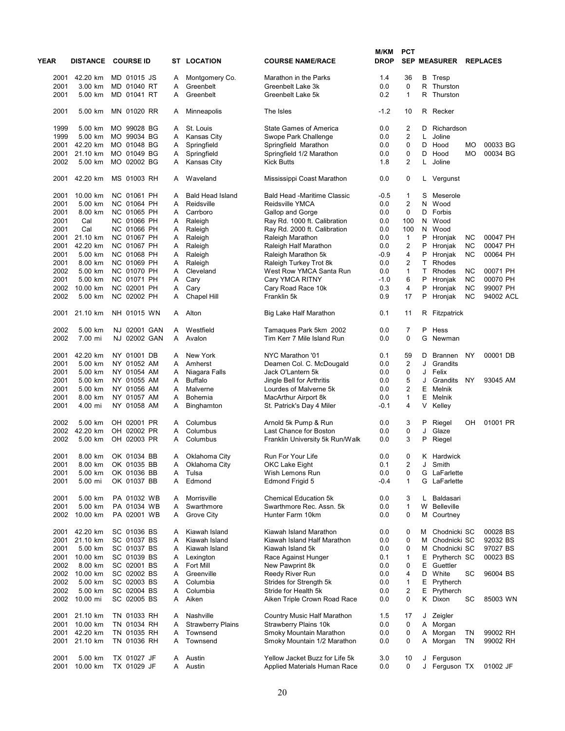| YEAR | DISTANCE | COURSE ID | ST | LOCATION | COURSE NAME/RACE | M/KM DROP | PCT SEP | MEASURER | REPLACES | |
|---|---|---|---|---|---|---|---|---|---|---|
| 2001 | 42.20 km | MD 01015 JS | A | Montgomery Co. | Marathon in the Parks | 1.4 | 36 | B Tresp | | |
| 2001 | 3.00 km | MD 01040 RT | A | Greenbelt | Greenbelt Lake 3k | 0.0 | 0 | R Thurston | | |
| 2001 | 5.00 km | MD 01041 RT | A | Greenbelt | Greenbelt Lake 5k | 0.2 | 1 | R Thurston | | |
| 2001 | 5.00 km | MN 01020 RR | A | Minneapolis | The Isles | -1.2 | 10 | R Recker | | |
| 1999 | 5.00 km | MO 99028 BG | A | St. Louis | State Games of America | 0.0 | 2 | D Richardson | | |
| 1999 | 5.00 km | MO 99034 BG | A | Kansas City | Swope Park Challenge | 0.0 | 2 | L Joline | | |
| 2001 | 42.20 km | MO 01048 BG | A | Springfield | Springfield Marathon | 0.0 | 0 | D Hood | MO | 00033 BG |
| 2001 | 21.10 km | MO 01049 BG | A | Springfield | Springfield 1/2 Marathon | 0.0 | 0 | D Hood | MO | 00034 BG |
| 2002 | 5.00 km | MO 02002 BG | A | Kansas City | Kick Butts | 1.8 | 2 | L Joline | | |
| 2001 | 42.20 km | MS 01003 RH | A | Waveland | Mississippi Coast Marathon | 0.0 | 0 | L Vergunst | | |
| 2001 | 10.00 km | NC 01061 PH | A | Bald Head Island | Bald Head -Maritime Classic | -0.5 | 1 | S Meserole | | |
| 2001 | 5.00 km | NC 01064 PH | A | Reidsville | Reidsville YMCA | 0.0 | 2 | N Wood | | |
| 2001 | 8.00 km | NC 01065 PH | A | Carrboro | Gallop and Gorge | 0.0 | 0 | D Forbis | | |
| 2001 | Cal | NC 01066 PH | A | Raleigh | Ray Rd. 1000 ft. Calibration | 0.0 | 100 | N Wood | | |
| 2001 | Cal | NC 01066 PH | A | Raleigh | Ray Rd. 2000 ft. Calibration | 0.0 | 100 | N Wood | | |
| 2001 | 21.10 km | NC 01067 PH | A | Raleigh | Raleigh Marathon | 0.0 | 1 | P Hronjak | NC | 00047 PH |
| 2001 | 42.20 km | NC 01067 PH | A | Raleigh | Raleigh Half Marathon | 0.0 | 2 | P Hronjak | NC | 00047 PH |
| 2001 | 5.00 km | NC 01068 PH | A | Raleigh | Raleigh Marathon 5k | -0.9 | 4 | P Hronjak | NC | 00064 PH |
| 2001 | 8.00 km | NC 01069 PH | A | Raleigh | Raleigh Turkey Trot 8k | 0.0 | 2 | T Rhodes | | |
| 2002 | 5.00 km | NC 01070 PH | A | Cleveland | West Row YMCA Santa Run | 0.0 | 1 | T Rhodes | NC | 00071 PH |
| 2001 | 5.00 km | NC 01071 PH | A | Cary | Cary YMCA RITNY | -1.0 | 6 | P Hronjak | NC | 00070 PH |
| 2002 | 10.00 km | NC 02001 PH | A | Cary | Cary Road Race 10k | 0.3 | 4 | P Hronjak | NC | 99007 PH |
| 2002 | 5.00 km | NC 02002 PH | A | Chapel Hill | Franklin 5k | 0.9 | 17 | P Hronjak | NC | 94002 ACL |
| 2001 | 21.10 km | NH 01015 WN | A | Alton | Big Lake Half Marathon | 0.1 | 11 | R Fitzpatrick | | |
| 2002 | 5.00 km | NJ 02001 GAN | A | Westfield | Tamaques Park 5km 2002 | 0.0 | 7 | P Hess | | |
| 2002 | 7.00 mi | NJ 02002 GAN | A | Avalon | Tim Kerr 7 Mile Island Run | 0.0 | 0 | G Newman | | |
| 2001 | 42.20 km | NY 01001 DB | A | New York | NYC Marathon '01 | 0.1 | 59 | D Brannen | NY | 00001 DB |
| 2001 | 5.00 km | NY 01052 AM | A | Amherst | Deamen Col. C. McDougald | 0.0 | 2 | J Grandits | | |
| 2001 | 5.00 km | NY 01054 AM | A | Niagara Falls | Jack O'Lantern 5k | 0.0 | 0 | J Felix | | |
| 2001 | 5.00 km | NY 01055 AM | A | Buffalo | Jingle Bell for Arthritis | 0.0 | 5 | J Grandits | NY | 93045 AM |
| 2001 | 5.00 km | NY 01056 AM | A | Malverne | Lourdes of Malverne 5k | 0.0 | 2 | E Melnik | | |
| 2001 | 8.00 km | NY 01057 AM | A | Bohemia | MacArthur Airport 8k | 0.0 | 1 | E Melnik | | |
| 2001 | 4.00 mi | NY 01058 AM | A | Binghamton | St. Patrick's Day 4 Miler | -0.1 | 4 | V Kelley | | |
| 2002 | 5.00 km | OH 02001 PR | A | Columbus | Arnold 5k Pump & Run | 0.0 | 3 | P Riegel | OH | 01001 PR |
| 2002 | 42.20 km | OH 02002 PR | A | Columbus | Last Chance for Boston | 0.0 | 0 | J Glaze | | |
| 2002 | 5.00 km | OH 02003 PR | A | Columbus | Franklin University 5k Run/Walk | 0.0 | 3 | P Riegel | | |
| 2001 | 8.00 km | OK 01034 BB | A | Oklahoma City | Run For Your Life | 0.0 | 0 | K Hardwick | | |
| 2001 | 8.00 km | OK 01035 BB | A | Oklahoma City | OKC Lake Eight | 0.1 | 2 | J Smith | | |
| 2001 | 5.00 km | OK 01036 BB | A | Tulsa | Wish Lemons Run | 0.0 | 0 | G LaFarlette | | |
| 2001 | 5.00 mi | OK 01037 BB | A | Edmond | Edmond Frigid 5 | -0.4 | 1 | G LaFarlette | | |
| 2001 | 5.00 km | PA 01032 WB | A | Morrisville | Chemical Education 5k | 0.0 | 3 | L Baldasari | | |
| 2001 | 5.00 km | PA 01034 WB | A | Swarthmore | Swarthmore Rec. Assn. 5k | 0.0 | 1 | W Belleville | | |
| 2002 | 10.00 km | PA 02001 WB | A | Grove City | Hunter Farm 10km | 0.0 | 0 | M Courtney | | |
| 2001 | 42.20 km | SC 01036 BS | A | Kiawah Island | Kiawah Island Marathon | 0.0 | 0 | M Chodnicki | SC | 00028 BS |
| 2001 | 21.10 km | SC 01037 BS | A | Kiawah Island | Kiawah Island Half Marathon | 0.0 | 0 | M Chodnicki | SC | 92032 BS |
| 2001 | 5.00 km | SC 01037 BS | A | Kiawah Island | Kiawah Island 5k | 0.0 | 0 | M Chodnicki | SC | 97027 BS |
| 2001 | 10.00 km | SC 01039 BS | A | Lexington | Race Against Hunger | 0.1 | 1 | E Prytherch | SC | 00023 BS |
| 2002 | 8.00 km | SC 02001 BS | A | Fort Mill | New Pawprint 8k | 0.0 | 0 | E Guettler | | |
| 2002 | 10.00 km | SC 02002 BS | A | Greenville | Reedy River Run | 0.0 | 4 | D White | SC | 96004 BS |
| 2002 | 5.00 km | SC 02003 BS | A | Columbia | Strides for Strength 5k | 0.0 | 1 | E Prytherch | | |
| 2002 | 5.00 km | SC 02004 BS | A | Columbia | Stride for Health 5k | 0.0 | 2 | E Prytherch | | |
| 2002 | 10.00 mi | SC 02005 BS | A | Aiken | Aiken Triple Crown Road Race | 0.0 | 0 | K Dixon | SC | 85003 WN |
| 2001 | 21.10 km | TN 01033 RH | A | Nashville | Country Music Half Marathon | 1.5 | 17 | J Zeigler | | |
| 2001 | 10.00 km | TN 01034 RH | A | Strawberry Plains | Strawberry Plains 10k | 0.0 | 0 | A Morgan | | |
| 2001 | 42.20 km | TN 01035 RH | A | Townsend | Smoky Mountain Marathon | 0.0 | 0 | A Morgan | TN | 99002 RH |
| 2001 | 21.10 km | TN 01036 RH | A | Townsend | Smoky Mountain 1/2 Marathon | 0.0 | 0 | A Morgan | TN | 99002 RH |
| 2001 | 5.00 km | TX 01027 JF | A | Austin | Yellow Jacket Buzz for Life 5k | 3.0 | 10 | J Ferguson | | |
| 2001 | 10.00 km | TX 01029 JF | A | Austin | Applied Materials Human Race | 0.0 | 0 | J Ferguson | TX | 01002 JF |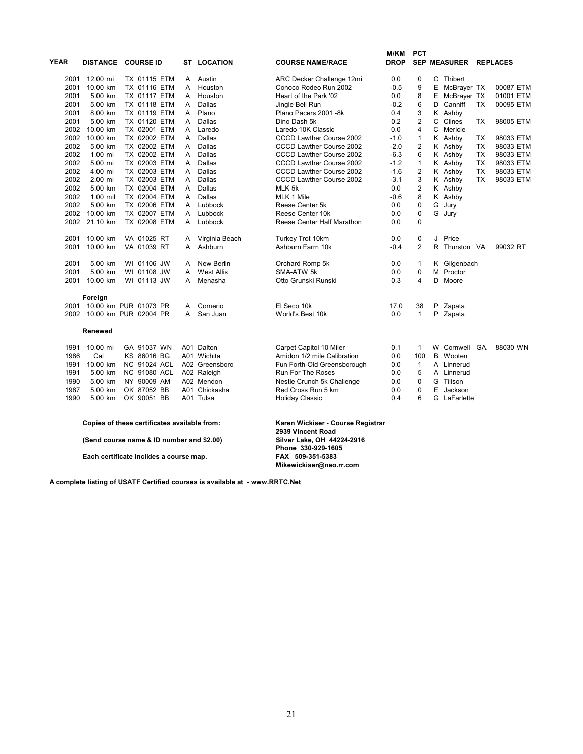| YEAR | DISTANCE | COURSE ID | ST | LOCATION | COURSE NAME/RACE | M/KM DROP | PCT SEP | MEASURER | | REPLACES |
|---|---|---|---|---|---|---|---|---|---|---|
| 2001 | 12.00 mi | TX 01115 ETM | A | Austin | ARC Decker Challenge 12mi | 0.0 | 0 | C Thibert | | |
| 2001 | 10.00 km | TX 01116 ETM | A | Houston | Conoco Rodeo Run 2002 | -0.5 | 9 | E McBrayer | TX | 00087 ETM |
| 2001 | 5.00 km | TX 01117 ETM | A | Houston | Heart of the Park '02 | 0.0 | 8 | E McBrayer | TX | 01001 ETM |
| 2001 | 5.00 km | TX 01118 ETM | A | Dallas | Jingle Bell Run | -0.2 | 6 | D Canniff | TX | 00095 ETM |
| 2001 | 8.00 km | TX 01119 ETM | A | Plano | Plano Pacers 2001 -8k | 0.4 | 3 | K Ashby | | |
| 2001 | 5.00 km | TX 01120 ETM | A | Dallas | Dino Dash 5k | 0.2 | 2 | C Clines | TX | 98005 ETM |
| 2002 | 10.00 km | TX 02001 ETM | A | Laredo | Laredo 10K Classic | 0.0 | 4 | C Mericle | | |
| 2002 | 10.00 km | TX 02002 ETM | A | Dallas | CCCD Lawther Course 2002 | -1.0 | 1 | K Ashby | TX | 98033 ETM |
| 2002 | 5.00 km | TX 02002 ETM | A | Dallas | CCCD Lawther Course 2002 | -2.0 | 2 | K Ashby | TX | 98033 ETM |
| 2002 | 1.00 mi | TX 02002 ETM | A | Dallas | CCCD Lawther Course 2002 | -6.3 | 6 | K Ashby | TX | 98033 ETM |
| 2002 | 5.00 mi | TX 02003 ETM | A | Dallas | CCCD Lawther Course 2002 | -1.2 | 1 | K Ashby | TX | 98033 ETM |
| 2002 | 4.00 mi | TX 02003 ETM | A | Dallas | CCCD Lawther Course 2002 | -1.6 | 2 | K Ashby | TX | 98033 ETM |
| 2002 | 2.00 mi | TX 02003 ETM | A | Dallas | CCCD Lawther Course 2002 | -3.1 | 3 | K Ashby | TX | 98033 ETM |
| 2002 | 5.00 km | TX 02004 ETM | A | Dallas | MLK 5k | 0.0 | 2 | K Ashby | | |
| 2002 | 1.00 mil | TX 02004 ETM | A | Dallas | MLK 1 Mile | -0.6 | 8 | K Ashby | | |
| 2002 | 5.00 km | TX 02006 ETM | A | Lubbock | Reese Center 5k | 0.0 | 0 | G Jury | | |
| 2002 | 10.00 km | TX 02007 ETM | A | Lubbock | Reese Center 10k | 0.0 | 0 | G Jury | | |
| 2002 | 21.10 km | TX 02008 ETM | A | Lubbock | Reese Center Half Marathon | 0.0 | 0 | | | |
| 2001 | 10.00 km | VA 01025 RT | A | Virginia Beach | Turkey Trot 10km | 0.0 | 0 | J Price | | |
| 2001 | 10.00 km | VA 01039 RT | A | Ashburn | Ashburn Farm 10k | -0.4 | 2 | R Thurston | VA | 99032 RT |
| 2001 | 5.00 km | WI 01106 JW | A | New Berlin | Orchard Romp 5k | 0.0 | 1 | K Gilgenbach | | |
| 2001 | 5.00 km | WI 01108 JW | A | West Allis | SMA-ATW 5k | 0.0 | 0 | M Proctor | | |
| 2001 | 10.00 km | WI 01113 JW | A | Menasha | Otto Grunski Runski | 0.3 | 4 | D Moore | | |
| | **Foreign** | | | | | | | | | |
| 2001 | 10.00 km | PUR 01073 PR | A | Comerio | El Seco 10k | 17.0 | 38 | P Zapata | | |
| 2002 | 10.00 km | PUR 02004 PR | A | San Juan | World's Best 10k | 0.0 | 1 | P Zapata | | |
| | **Renewed** | | | | | | | | | |
| 1991 | 10.00 mi | GA 91037 WN | A01 | Dalton | Carpet Capitol 10 Miler | 0.1 | 1 | W Cornwell | GA | 88030 WN |
| 1986 | Cal | KS 86016 BG | A01 | Wichita | Amidon 1/2 mile Calibration | 0.0 | 100 | B Wooten | | |
| 1991 | 10.00 km | NC 91024 ACL | A02 | Greensboro | Fun Forth-Old Greensborough | 0.0 | 1 | A Linnerud | | |
| 1991 | 5.00 km | NC 91080 ACL | A02 | Raleigh | Run For The Roses | 0.0 | 5 | A Linnerud | | |
| 1990 | 5.00 km | NY 90009 AM | A02 | Mendon | Nestle Crunch 5k Challenge | 0.0 | 0 | G Tillson | | |
| 1987 | 5.00 km | OK 87052 BB | A01 | Chickasha | Red Cross Run 5 km | 0.0 | 0 | E Jackson | | |
| 1990 | 5.00 km | OK 90051 BB | A01 | Tulsa | Holiday Classic | 0.4 | 6 | G LaFarlette | | |

**Copies of these certificates available from:**

**(Send course name & ID number and $2.00)**

**Each certificate inclides a course map.**

**Karen Wickiser - Course Registrar**
**2939 Vincent Road**
**Silver Lake, OH 44224-2916**
**Phone 330-929-1605**
**FAX 509-351-5383**
**Mikewickiser@neo.rr.com**

**A complete listing of USATF Certified courses is available at - www.RRTC.Net**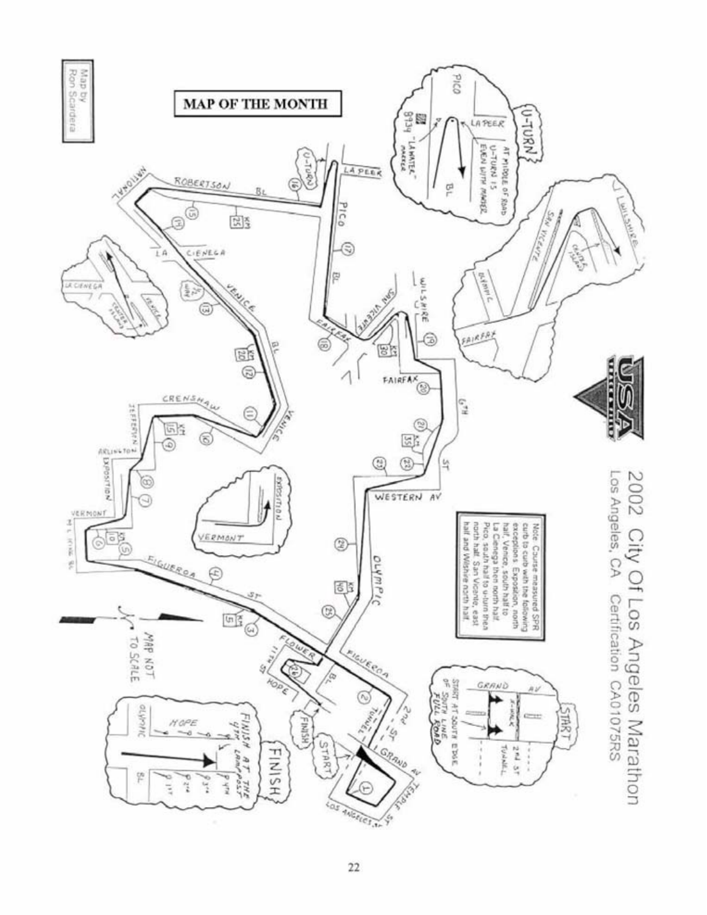# MAP OF THE MONTH

Map by Ron Scardera

2002 City Of Los Angeles Marathon
Los Angeles, CA Certification CA01075RS

Note: Course measured SPR curb to curb with the following exceptions: Exposition, north half, Venice, south half to La Cienega then north half. Pico, south half to u-turn then north half. San Vicente, east half and Wilshire north half.

MAP NOT TO SCALE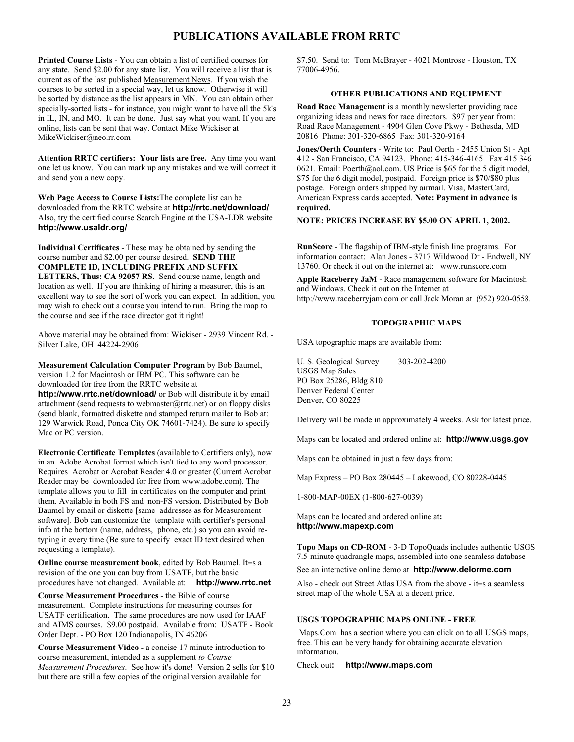# PUBLICATIONS AVAILABLE FROM RRTC

**Printed Course Lists** - You can obtain a list of certified courses for any state. Send $2.00 for any state list. You will receive a list that is current as of the last published Measurement News. If you wish the courses to be sorted in a special way, let us know. Otherwise it will be sorted by distance as the list appears in MN. You can obtain other specially-sorted lists - for instance, you might want to have all the 5k's in IL, IN, and MO. It can be done. Just say what you want. If you are online, lists can be sent that way. Contact Mike Wickiser at MikeWickiser@neo.rr.com

**Attention RRTC certifiers: Your lists are free.** Any time you want one let us know. You can mark up any mistakes and we will correct it and send you a new copy.

**Web Page Access to Course Lists:**The complete list can be downloaded from the RRTC website at **http://rrtc.net/download/** Also, try the certified course Search Engine at the USA-LDR website **http://www.usaldr.org/**

**Individual Certificates** - These may be obtained by sending the course number and $2.00 per course desired. **SEND THE COMPLETE ID, INCLUDING PREFIX AND SUFFIX LETTERS, Thus: CA 92057 RS.** Send course name, length and location as well. If you are thinking of hiring a measurer, this is an excellent way to see the sort of work you can expect. In addition, you may wish to check out a course you intend to run. Bring the map to the course and see if the race director got it right!

Above material may be obtained from: Wickiser - 2939 Vincent Rd. - Silver Lake, OH 44224-2906

**Measurement Calculation Computer Program** by Bob Baumel, version 1.2 for Macintosh or IBM PC. This software can be downloaded for free from the RRTC website at **http://www.rrtc.net/download/** or Bob will distribute it by email attachment (send requests to webmaster@rrtc.net) or on floppy disks (send blank, formatted diskette and stamped return mailer to Bob at: 129 Warwick Road, Ponca City OK 74601-7424). Be sure to specify Mac or PC version.

**Electronic Certificate Templates** (available to Certifiers only), now in an Adobe Acrobat format which isn't tied to any word processor. Requires Acrobat or Acrobat Reader 4.0 or greater (Current Acrobat Reader may be downloaded for free from www.adobe.com). The template allows you to fill in certificates on the computer and print them. Available in both FS and non-FS version. Distributed by Bob Baumel by email or diskette [same addresses as for Measurement software]. Bob can customize the template with certifier's personal info at the bottom (name, address, phone, etc.) so you can avoid re-typing it every time (Be sure to specify exact ID text desired when requesting a template).

**Online course measurement book**, edited by Bob Baumel. It=s a revision of the one you can buy from USATF, but the basic procedures have not changed. Available at: **http://www.rrtc.net**

**Course Measurement Procedures** - the Bible of course measurement. Complete instructions for measuring courses for USATF certification. The same procedures are now used for IAAF and AIMS courses. $9.00 postpaid. Available from: USATF - Book Order Dept. - PO Box 120 Indianapolis, IN 46206

**Course Measurement Video** - a concise 17 minute introduction to course measurement, intended as a supplement *to Course Measurement Procedures*. See how it's done! Version 2 sells for $10 but there are still a few copies of the original version available for $7.50. Send to: Tom McBrayer - 4021 Montrose - Houston, TX 77006-4956.

### OTHER PUBLICATIONS AND EQUIPMENT

**Road Race Management** is a monthly newsletter providing race organizing ideas and news for race directors. $97 per year from: Road Race Management - 4904 Glen Cove Pkwy - Bethesda, MD 20816 Phone: 301-320-6865 Fax: 301-320-9164

**Jones/Oerth Counters** - Write to: Paul Oerth - 2455 Union St - Apt 412 - San Francisco, CA 94123. Phone: 415-346-4165 Fax 415 346 0621. Email: Poerth@aol.com. US Price is $65 for the 5 digit model, $75 for the 6 digit model, postpaid. Foreign price is $70/$80 plus postage. Foreign orders shipped by airmail. Visa, MasterCard, American Express cards accepted. **Note: Payment in advance is required.**

**NOTE: PRICES INCREASE BY $5.00 ON APRIL 1, 2002.**

**RunScore** - The flagship of IBM-style finish line programs. For information contact: Alan Jones - 3717 Wildwood Dr - Endwell, NY 13760. Or check it out on the internet at: www.runscore.com

**Apple Raceberry JaM** - Race management software for Macintosh and Windows. Check it out on the Internet at http://www.raceberryjam.com or call Jack Moran at (952) 920-0558.

### TOPOGRAPHIC MAPS

USA topographic maps are available from:

U. S. Geological Survey 303-202-4200
USGS Map Sales
PO Box 25286, Bldg 810
Denver Federal Center
Denver, CO 80225

Delivery will be made in approximately 4 weeks. Ask for latest price.

Maps can be located and ordered online at: **http://www.usgs.gov**

Maps can be obtained in just a few days from:

Map Express – PO Box 280445 – Lakewood, CO 80228-0445

1-800-MAP-00EX (1-800-627-0039)

Maps can be located and ordered online at**:**
**http://www.mapexp.com**

**Topo Maps on CD-ROM** - 3-D TopoQuads includes authentic USGS 7.5-minute quadrangle maps, assembled into one seamless database

See an interactive online demo at **http://www.delorme.com**

Also - check out Street Atlas USA from the above - it=s a seamless street map of the whole USA at a decent price.

### USGS TOPOGRAPHIC MAPS ONLINE - FREE

Maps.Com has a section where you can click on to all USGS maps, free. This can be very handy for obtaining accurate elevation information.

Check out**:** **http://www.maps.com**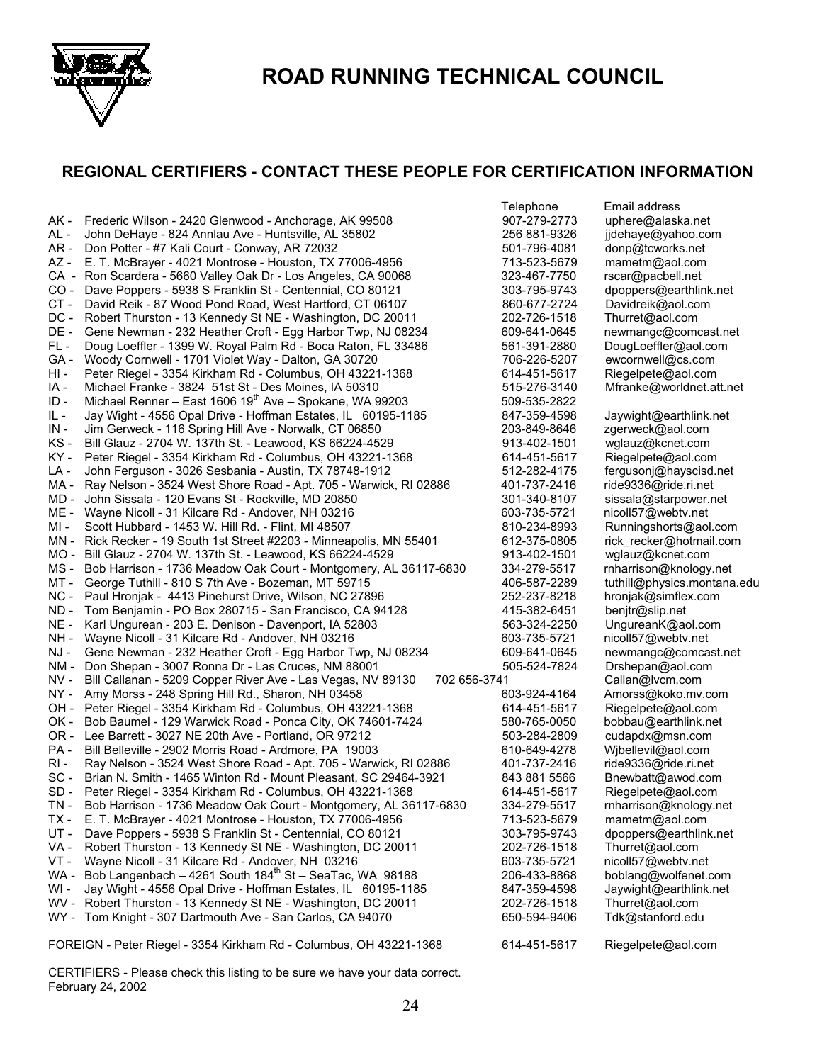# ROAD RUNNING TECHNICAL COUNCIL

## REGIONAL CERTIFIERS - CONTACT THESE PEOPLE FOR CERTIFICATION INFORMATION

| | | Telephone | Email address |
|---|---|---|---|
| AK - | Frederic Wilson - 2420 Glenwood - Anchorage, AK 99508 | 907-279-2773 | uphere@alaska.net |
| AL - | John DeHaye - 824 Annlau Ave - Huntsville, AL 35802 | 256 881-9326 | jjdehaye@yahoo.com |
| AR - | Don Potter - #7 Kali Court - Conway, AR 72032 | 501-796-4081 | donp@tcworks.net |
| AZ - | E. T. McBrayer - 4021 Montrose - Houston, TX 77006-4956 | 713-523-5679 | mametm@aol.com |
| CA - | Ron Scardera - 5660 Valley Oak Dr - Los Angeles, CA 90068 | 323-467-7750 | rscar@pacbell.net |
| CO - | Dave Poppers - 5938 S Franklin St - Centennial, CO 80121 | 303-795-9743 | dpoppers@earthlink.net |
| CT - | David Reik - 87 Wood Pond Road, West Hartford, CT 06107 | 860-677-2724 | Davidreik@aol.com |
| DC - | Robert Thurston - 13 Kennedy St NE - Washington, DC 20011 | 202-726-1518 | Thurret@aol.com |
| DE - | Gene Newman - 232 Heather Croft - Egg Harbor Twp, NJ 08234 | 609-641-0645 | newmangc@comcast.net |
| FL - | Doug Loeffler - 1399 W. Royal Palm Rd - Boca Raton, FL 33486 | 561-391-2880 | DougLoeffler@aol.com |
| GA - | Woody Cornwell - 1701 Violet Way - Dalton, GA 30720 | 706-226-5207 | ewcornwell@cs.com |
| HI - | Peter Riegel - 3354 Kirkham Rd - Columbus, OH 43221-1368 | 614-451-5617 | Riegelpete@aol.com |
| IA - | Michael Franke - 3824 51st St - Des Moines, IA 50310 | 515-276-3140 | Mfranke@worldnet.att.net |
| ID - | Michael Renner – East 1606 19th Ave – Spokane, WA 99203 | 509-535-2822 | |
| IL - | Jay Wight - 4556 Opal Drive - Hoffman Estates, IL 60195-1185 | 847-359-4598 | Jaywight@earthlink.net |
| IN - | Jim Gerweck - 116 Spring Hill Ave - Norwalk, CT 06850 | 203-849-8646 | zgerweck@aol.com |
| KS - | Bill Glauz - 2704 W. 137th St. - Leawood, KS 66224-4529 | 913-402-1501 | wglauz@kcnet.com |
| KY - | Peter Riegel - 3354 Kirkham Rd - Columbus, OH 43221-1368 | 614-451-5617 | Riegelpete@aol.com |
| LA - | John Ferguson - 3026 Sesbania - Austin, TX 78748-1912 | 512-282-4175 | fergusonj@hayscisd.net |
| MA - | Ray Nelson - 3524 West Shore Road - Apt. 705 - Warwick, RI 02886 | 401-737-2416 | ride9336@ride.ri.net |
| MD - | John Sissala - 120 Evans St - Rockville, MD 20850 | 301-340-8107 | sissala@starpower.net |
| ME - | Wayne Nicoll - 31 Kilcare Rd - Andover, NH 03216 | 603-735-5721 | nicoll57@webtv.net |
| MI - | Scott Hubbard - 1453 W. Hill Rd. - Flint, MI 48507 | 810-234-8993 | Runningshorts@aol.com |
| MN - | Rick Recker - 19 South 1st Street #2203 - Minneapolis, MN 55401 | 612-375-0805 | rick_recker@hotmail.com |
| MO - | Bill Glauz - 2704 W. 137th St. - Leawood, KS 66224-4529 | 913-402-1501 | wglauz@kcnet.com |
| MS - | Bob Harrison - 1736 Meadow Oak Court - Montgomery, AL 36117-6830 | 334-279-5517 | rnharrison@knology.net |
| MT - | George Tuthill - 810 S 7th Ave - Bozeman, MT 59715 | 406-587-2289 | tuthill@physics.montana.edu |
| NC - | Paul Hronjak - 4413 Pinehurst Drive, Wilson, NC 27896 | 252-237-8218 | hronjak@simflex.com |
| ND - | Tom Benjamin - PO Box 280715 - San Francisco, CA 94128 | 415-382-6451 | benjtr@slip.net |
| NE - | Karl Ungurean - 203 E. Denison - Davenport, IA 52803 | 563-324-2250 | UngureanK@aol.com |
| NH - | Wayne Nicoll - 31 Kilcare Rd - Andover, NH 03216 | 603-735-5721 | nicoll57@webtv.net |
| NJ - | Gene Newman - 232 Heather Croft - Egg Harbor Twp, NJ 08234 | 609-641-0645 | newmangc@comcast.net |
| NM - | Don Shepan - 3007 Ronna Dr - Las Cruces, NM 88001 | 505-524-7824 | Drshepan@aol.com |
| NV - | Bill Callanan - 5209 Copper River Ave - Las Vegas, NV 89130 | 702 656-3741 | Callan@lvcm.com |
| NY - | Amy Morss - 248 Spring Hill Rd., Sharon, NH 03458 | 603-924-4164 | Amorss@koko.mv.com |
| OH - | Peter Riegel - 3354 Kirkham Rd - Columbus, OH 43221-1368 | 614-451-5617 | Riegelpete@aol.com |
| OK - | Bob Baumel - 129 Warwick Road - Ponca City, OK 74601-7424 | 580-765-0050 | bobbau@earthlink.net |
| OR - | Lee Barrett - 3027 NE 20th Ave - Portland, OR 97212 | 503-284-2809 | cudapdx@msn.com |
| PA - | Bill Belleville - 2902 Morris Road - Ardmore, PA 19003 | 610-649-4278 | Wjbellevil@aol.com |
| RI - | Ray Nelson - 3524 West Shore Road - Apt. 705 - Warwick, RI 02886 | 401-737-2416 | ride9336@ride.ri.net |
| SC - | Brian N. Smith - 1465 Winton Rd - Mount Pleasant, SC 29464-3921 | 843 881 5566 | Bnewbatt@awod.com |
| SD - | Peter Riegel - 3354 Kirkham Rd - Columbus, OH 43221-1368 | 614-451-5617 | Riegelpete@aol.com |
| TN - | Bob Harrison - 1736 Meadow Oak Court - Montgomery, AL 36117-6830 | 334-279-5517 | rnharrison@knology.net |
| TX - | E. T. McBrayer - 4021 Montrose - Houston, TX 77006-4956 | 713-523-5679 | mametm@aol.com |
| UT - | Dave Poppers - 5938 S Franklin St - Centennial, CO 80121 | 303-795-9743 | dpoppers@earthlink.net |
| VA - | Robert Thurston - 13 Kennedy St NE - Washington, DC 20011 | 202-726-1518 | Thurret@aol.com |
| VT - | Wayne Nicoll - 31 Kilcare Rd - Andover, NH 03216 | 603-735-5721 | nicoll57@webtv.net |
| WA - | Bob Langenbach – 4261 South 184th St – SeaTac, WA 98188 | 206-433-8868 | boblang@wolfenet.com |
| WI - | Jay Wight - 4556 Opal Drive - Hoffman Estates, IL 60195-1185 | 847-359-4598 | Jaywight@earthlink.net |
| WV - | Robert Thurston - 13 Kennedy St NE - Washington, DC 20011 | 202-726-1518 | Thurret@aol.com |
| WY - | Tom Knight - 307 Dartmouth Ave - San Carlos, CA 94070 | 650-594-9406 | Tdk@stanford.edu |
| FOREIGN - | Peter Riegel - 3354 Kirkham Rd - Columbus, OH 43221-1368 | 614-451-5617 | Riegelpete@aol.com |

CERTIFIERS - Please check this listing to be sure we have your data correct.
February 24, 2002